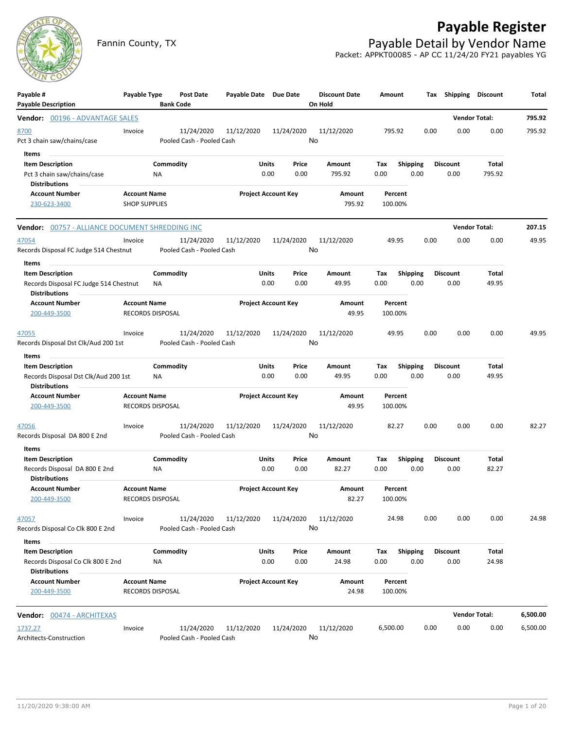# Payable Register

Fannin County, TX

## Payable Detail by Vendor Name

Packet: APPKT00085 - AP CC 11/24/20 FY21 payables YG

| Payable # / Payable Description | Payable Type | Post Date / Bank Code | Payable Date | Due Date | Discount Date / On Hold | Amount | Tax | Shipping | Discount | Total |
|---|---|---|---|---|---|---|---|---|---|---|

**Vendor: 00196 - ADVANTAGE SALES** — Vendor Total: **795.92**

| Payable # | Payable Type | Post Date | Payable Date | Due Date | Discount Date | Amount | Tax | Shipping | Discount | Total |
|---|---|---|---|---|---|---|---|---|---|---|
| 8700 | Invoice | 11/24/2020 | 11/12/2020 | 11/24/2020 | 11/12/2020 | 795.92 | 0.00 | 0.00 | 0.00 | 795.92 |
| Pct 3 chain saw/chains/case | | Pooled Cash - Pooled Cash | | | No | | | | | |

Items

| Item Description | Commodity | Units | Price | Amount | Tax | Shipping | Discount | Total |
|---|---|---|---|---|---|---|---|---|
| Pct 3 chain saw/chains/case | NA | 0.00 | 0.00 | 795.92 | 0.00 | 0.00 | 0.00 | 795.92 |

Distributions

| Account Number | Account Name | Project Account Key | Amount | Percent |
|---|---|---|---|---|
| 230-623-3400 | SHOP SUPPLIES | | 795.92 | 100.00% |

**Vendor: 00757 - ALLIANCE DOCUMENT SHREDDING INC** — Vendor Total: **207.15**

| Payable # | Payable Type | Post Date | Payable Date | Due Date | Discount Date | Amount | Tax | Shipping | Discount | Total |
|---|---|---|---|---|---|---|---|---|---|---|
| 47054 | Invoice | 11/24/2020 | 11/12/2020 | 11/24/2020 | 11/12/2020 | 49.95 | 0.00 | 0.00 | 0.00 | 49.95 |
| Records Disposal FC Judge 514 Chestnut | | Pooled Cash - Pooled Cash | | | No | | | | | |

Items

| Item Description | Commodity | Units | Price | Amount | Tax | Shipping | Discount | Total |
|---|---|---|---|---|---|---|---|---|
| Records Disposal FC Judge 514 Chestnut | NA | 0.00 | 0.00 | 49.95 | 0.00 | 0.00 | 0.00 | 49.95 |

Distributions

| Account Number | Account Name | Project Account Key | Amount | Percent |
|---|---|---|---|---|
| 200-449-3500 | RECORDS DISPOSAL | | 49.95 | 100.00% |

| Payable # | Payable Type | Post Date | Payable Date | Due Date | Discount Date | Amount | Tax | Shipping | Discount | Total |
|---|---|---|---|---|---|---|---|---|---|---|
| 47055 | Invoice | 11/24/2020 | 11/12/2020 | 11/24/2020 | 11/12/2020 | 49.95 | 0.00 | 0.00 | 0.00 | 49.95 |
| Records Disposal Dst Clk/Aud 200 1st | | Pooled Cash - Pooled Cash | | | No | | | | | |

Items

| Item Description | Commodity | Units | Price | Amount | Tax | Shipping | Discount | Total |
|---|---|---|---|---|---|---|---|---|
| Records Disposal Dst Clk/Aud 200 1st | NA | 0.00 | 0.00 | 49.95 | 0.00 | 0.00 | 0.00 | 49.95 |

Distributions

| Account Number | Account Name | Project Account Key | Amount | Percent |
|---|---|---|---|---|
| 200-449-3500 | RECORDS DISPOSAL | | 49.95 | 100.00% |

| Payable # | Payable Type | Post Date | Payable Date | Due Date | Discount Date | Amount | Tax | Shipping | Discount | Total |
|---|---|---|---|---|---|---|---|---|---|---|
| 47056 | Invoice | 11/24/2020 | 11/12/2020 | 11/24/2020 | 11/12/2020 | 82.27 | 0.00 | 0.00 | 0.00 | 82.27 |
| Records Disposal DA 800 E 2nd | | Pooled Cash - Pooled Cash | | | No | | | | | |

Items

| Item Description | Commodity | Units | Price | Amount | Tax | Shipping | Discount | Total |
|---|---|---|---|---|---|---|---|---|
| Records Disposal DA 800 E 2nd | NA | 0.00 | 0.00 | 82.27 | 0.00 | 0.00 | 0.00 | 82.27 |

Distributions

| Account Number | Account Name | Project Account Key | Amount | Percent |
|---|---|---|---|---|
| 200-449-3500 | RECORDS DISPOSAL | | 82.27 | 100.00% |

| Payable # | Payable Type | Post Date | Payable Date | Due Date | Discount Date | Amount | Tax | Shipping | Discount | Total |
|---|---|---|---|---|---|---|---|---|---|---|
| 47057 | Invoice | 11/24/2020 | 11/12/2020 | 11/24/2020 | 11/12/2020 | 24.98 | 0.00 | 0.00 | 0.00 | 24.98 |
| Records Disposal Co Clk 800 E 2nd | | Pooled Cash - Pooled Cash | | | No | | | | | |

Items

| Item Description | Commodity | Units | Price | Amount | Tax | Shipping | Discount | Total |
|---|---|---|---|---|---|---|---|---|
| Records Disposal Co Clk 800 E 2nd | NA | 0.00 | 0.00 | 24.98 | 0.00 | 0.00 | 0.00 | 24.98 |

Distributions

| Account Number | Account Name | Project Account Key | Amount | Percent |
|---|---|---|---|---|
| 200-449-3500 | RECORDS DISPOSAL | | 24.98 | 100.00% |

**Vendor: 00474 - ARCHITEXAS** — Vendor Total: **6,500.00**

| Payable # | Payable Type | Post Date | Payable Date | Due Date | Discount Date | Amount | Tax | Shipping | Discount | Total |
|---|---|---|---|---|---|---|---|---|---|---|
| 1737.27 | Invoice | 11/24/2020 | 11/12/2020 | 11/24/2020 | 11/12/2020 | 6,500.00 | 0.00 | 0.00 | 0.00 | 6,500.00 |
| Architects-Construction | | Pooled Cash - Pooled Cash | | | No | | | | | |

11/20/2020 9:38:00 AM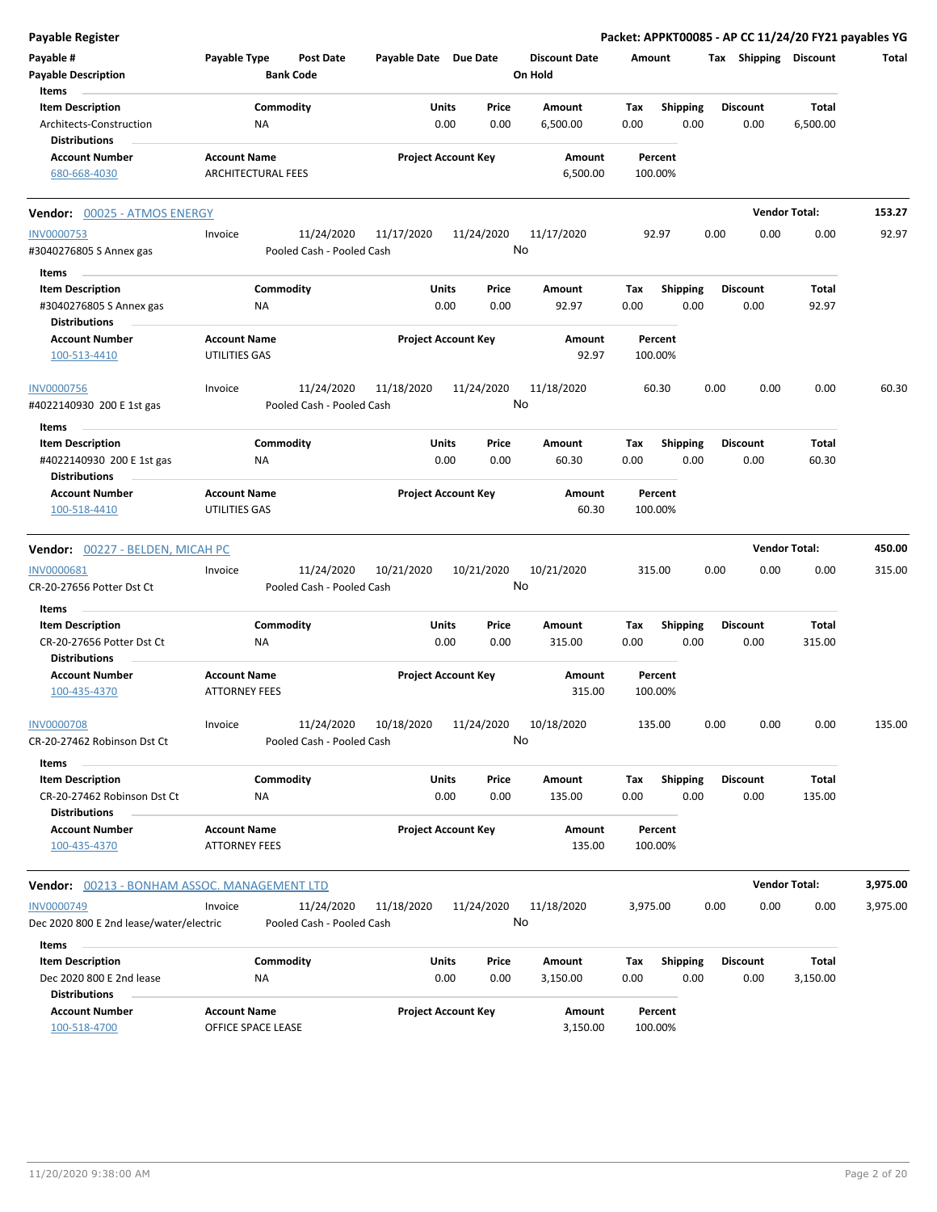**Payable Register** — Packet: APPKT00085 - AP CC 11/24/20 FY21 payables YG

| Payable # / Payable Description | Payable Type | Post Date / Bank Code | Payable Date | Due Date | Discount Date / On Hold | Amount | Tax | Shipping | Discount | Total |
|---|---|---|---|---|---|---|---|---|---|---|

**Items**

| Item Description | Commodity | Units | Price | Amount | Tax | Shipping | Discount | Total |
|---|---|---|---|---|---|---|---|---|
| Architects-Construction | NA | 0.00 | 0.00 | 6,500.00 | 0.00 | 0.00 | 0.00 | 6,500.00 |

**Distributions**

| Account Number | Account Name | Project Account Key | Amount | Percent |
|---|---|---|---|---|
| 680-668-4030 | ARCHITECTURAL FEES | | 6,500.00 | 100.00% |

---

**Vendor: 00025 - ATMOS ENERGY** — Vendor Total: 153.27

| Payable # / Payable Description | Payable Type | Post Date / Bank Code | Payable Date | Due Date | Discount Date / On Hold | Amount | Tax | Shipping | Discount | Total |
|---|---|---|---|---|---|---|---|---|---|---|
| INV0000753 / #3040276805 S Annex gas | Invoice | 11/24/2020 / Pooled Cash - Pooled Cash | 11/17/2020 | 11/24/2020 | 11/17/2020 / No | 92.97 | 0.00 | 0.00 | 0.00 | 92.97 |

**Items**

| Item Description | Commodity | Units | Price | Amount | Tax | Shipping | Discount | Total |
|---|---|---|---|---|---|---|---|---|
| #3040276805 S Annex gas | NA | 0.00 | 0.00 | 92.97 | 0.00 | 0.00 | 0.00 | 92.97 |

**Distributions**

| Account Number | Account Name | Project Account Key | Amount | Percent |
|---|---|---|---|---|
| 100-513-4410 | UTILITIES GAS | | 92.97 | 100.00% |

| Payable # / Payable Description | Payable Type | Post Date / Bank Code | Payable Date | Due Date | Discount Date / On Hold | Amount | Tax | Shipping | Discount | Total |
|---|---|---|---|---|---|---|---|---|---|---|
| INV0000756 / #4022140930 200 E 1st gas | Invoice | 11/24/2020 / Pooled Cash - Pooled Cash | 11/18/2020 | 11/24/2020 | 11/18/2020 / No | 60.30 | 0.00 | 0.00 | 0.00 | 60.30 |

**Items**

| Item Description | Commodity | Units | Price | Amount | Tax | Shipping | Discount | Total |
|---|---|---|---|---|---|---|---|---|
| #4022140930 200 E 1st gas | NA | 0.00 | 0.00 | 60.30 | 0.00 | 0.00 | 0.00 | 60.30 |

**Distributions**

| Account Number | Account Name | Project Account Key | Amount | Percent |
|---|---|---|---|---|
| 100-518-4410 | UTILITIES GAS | | 60.30 | 100.00% |

---

**Vendor: 00227 - BELDEN, MICAH PC** — Vendor Total: 450.00

| Payable # / Payable Description | Payable Type | Post Date / Bank Code | Payable Date | Due Date | Discount Date / On Hold | Amount | Tax | Shipping | Discount | Total |
|---|---|---|---|---|---|---|---|---|---|---|
| INV0000681 / CR-20-27656 Potter Dst Ct | Invoice | 11/24/2020 / Pooled Cash - Pooled Cash | 10/21/2020 | 10/21/2020 | 10/21/2020 / No | 315.00 | 0.00 | 0.00 | 0.00 | 315.00 |

**Items**

| Item Description | Commodity | Units | Price | Amount | Tax | Shipping | Discount | Total |
|---|---|---|---|---|---|---|---|---|
| CR-20-27656 Potter Dst Ct | NA | 0.00 | 0.00 | 315.00 | 0.00 | 0.00 | 0.00 | 315.00 |

**Distributions**

| Account Number | Account Name | Project Account Key | Amount | Percent |
|---|---|---|---|---|
| 100-435-4370 | ATTORNEY FEES | | 315.00 | 100.00% |

| Payable # / Payable Description | Payable Type | Post Date / Bank Code | Payable Date | Due Date | Discount Date / On Hold | Amount | Tax | Shipping | Discount | Total |
|---|---|---|---|---|---|---|---|---|---|---|
| INV0000708 / CR-20-27462 Robinson Dst Ct | Invoice | 11/24/2020 / Pooled Cash - Pooled Cash | 10/18/2020 | 11/24/2020 | 10/18/2020 / No | 135.00 | 0.00 | 0.00 | 0.00 | 135.00 |

**Items**

| Item Description | Commodity | Units | Price | Amount | Tax | Shipping | Discount | Total |
|---|---|---|---|---|---|---|---|---|
| CR-20-27462 Robinson Dst Ct | NA | 0.00 | 0.00 | 135.00 | 0.00 | 0.00 | 0.00 | 135.00 |

**Distributions**

| Account Number | Account Name | Project Account Key | Amount | Percent |
|---|---|---|---|---|
| 100-435-4370 | ATTORNEY FEES | | 135.00 | 100.00% |

---

**Vendor: 00213 - BONHAM ASSOC. MANAGEMENT LTD** — Vendor Total: 3,975.00

| Payable # / Payable Description | Payable Type | Post Date / Bank Code | Payable Date | Due Date | Discount Date / On Hold | Amount | Tax | Shipping | Discount | Total |
|---|---|---|---|---|---|---|---|---|---|---|
| INV0000749 / Dec 2020 800 E 2nd lease/water/electric | Invoice | 11/24/2020 / Pooled Cash - Pooled Cash | 11/18/2020 | 11/24/2020 | 11/18/2020 / No | 3,975.00 | 0.00 | 0.00 | 0.00 | 3,975.00 |

**Items**

| Item Description | Commodity | Units | Price | Amount | Tax | Shipping | Discount | Total |
|---|---|---|---|---|---|---|---|---|
| Dec 2020 800 E 2nd lease | NA | 0.00 | 0.00 | 3,150.00 | 0.00 | 0.00 | 0.00 | 3,150.00 |

**Distributions**

| Account Number | Account Name | Project Account Key | Amount | Percent |
|---|---|---|---|---|
| 100-518-4700 | OFFICE SPACE LEASE | | 3,150.00 | 100.00% |

11/20/2020 9:38:00 AM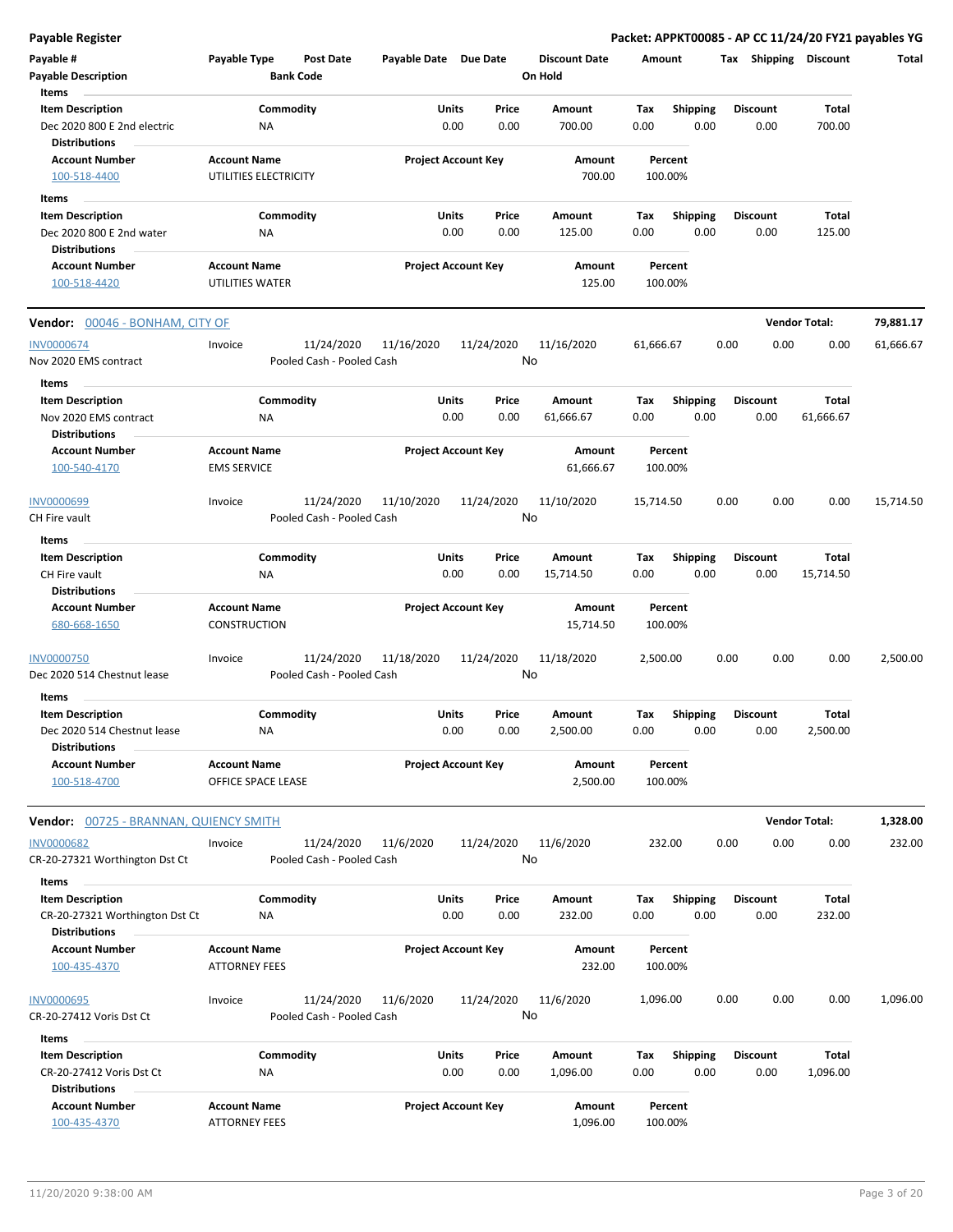**Payable Register** — **Packet: APPKT00085 - AP CC 11/24/20 FY21 payables YG**

| Payable # / Payable Description | Payable Type | Post Date / Bank Code | Payable Date | Due Date | Discount Date / On Hold | Amount | Tax | Shipping | Discount | Total |
|---|---|---|---|---|---|---|---|---|---|---|

**Items**

| Item Description | Commodity | Units | Price | Amount | Tax | Shipping | Discount | Total |
|---|---|---|---|---|---|---|---|---|
| Dec 2020 800 E 2nd electric | NA | 0.00 | 0.00 | 700.00 | 0.00 | 0.00 | 0.00 | 700.00 |

**Distributions**

| Account Number | Account Name | Project Account Key | Amount | Percent |
|---|---|---|---|---|
| 100-518-4400 | UTILITIES ELECTRICITY | | 700.00 | 100.00% |

**Items**

| Item Description | Commodity | Units | Price | Amount | Tax | Shipping | Discount | Total |
|---|---|---|---|---|---|---|---|---|
| Dec 2020 800 E 2nd water | NA | 0.00 | 0.00 | 125.00 | 0.00 | 0.00 | 0.00 | 125.00 |

**Distributions**

| Account Number | Account Name | Project Account Key | Amount | Percent |
|---|---|---|---|---|
| 100-518-4420 | UTILITIES WATER | | 125.00 | 100.00% |

---

## Vendor: 00046 - BONHAM, CITY OF — Vendor Total: 79,881.17

| Payable # / Payable Description | Payable Type | Post Date / Bank Code | Payable Date | Due Date | Discount Date / On Hold | Amount | Tax | Shipping | Discount | Total |
|---|---|---|---|---|---|---|---|---|---|---|
| INV0000674<br>Nov 2020 EMS contract | Invoice | 11/24/2020<br>Pooled Cash - Pooled Cash | 11/16/2020 | 11/24/2020 | 11/16/2020<br>No | 61,666.67 | 0.00 | 0.00 | 0.00 | 61,666.67 |

**Items**

| Item Description | Commodity | Units | Price | Amount | Tax | Shipping | Discount | Total |
|---|---|---|---|---|---|---|---|---|
| Nov 2020 EMS contract | NA | 0.00 | 0.00 | 61,666.67 | 0.00 | 0.00 | 0.00 | 61,666.67 |

**Distributions**

| Account Number | Account Name | Project Account Key | Amount | Percent |
|---|---|---|---|---|
| 100-540-4170 | EMS SERVICE | | 61,666.67 | 100.00% |

| Payable # / Payable Description | Payable Type | Post Date / Bank Code | Payable Date | Due Date | Discount Date / On Hold | Amount | Tax | Shipping | Discount | Total |
|---|---|---|---|---|---|---|---|---|---|---|
| INV0000699<br>CH Fire vault | Invoice | 11/24/2020<br>Pooled Cash - Pooled Cash | 11/10/2020 | 11/24/2020 | 11/10/2020<br>No | 15,714.50 | 0.00 | 0.00 | 0.00 | 15,714.50 |

**Items**

| Item Description | Commodity | Units | Price | Amount | Tax | Shipping | Discount | Total |
|---|---|---|---|---|---|---|---|---|
| CH Fire vault | NA | 0.00 | 0.00 | 15,714.50 | 0.00 | 0.00 | 0.00 | 15,714.50 |

**Distributions**

| Account Number | Account Name | Project Account Key | Amount | Percent |
|---|---|---|---|---|
| 680-668-1650 | CONSTRUCTION | | 15,714.50 | 100.00% |

| Payable # / Payable Description | Payable Type | Post Date / Bank Code | Payable Date | Due Date | Discount Date / On Hold | Amount | Tax | Shipping | Discount | Total |
|---|---|---|---|---|---|---|---|---|---|---|
| INV0000750<br>Dec 2020 514 Chestnut lease | Invoice | 11/24/2020<br>Pooled Cash - Pooled Cash | 11/18/2020 | 11/24/2020 | 11/18/2020<br>No | 2,500.00 | 0.00 | 0.00 | 0.00 | 2,500.00 |

**Items**

| Item Description | Commodity | Units | Price | Amount | Tax | Shipping | Discount | Total |
|---|---|---|---|---|---|---|---|---|
| Dec 2020 514 Chestnut lease | NA | 0.00 | 0.00 | 2,500.00 | 0.00 | 0.00 | 0.00 | 2,500.00 |

**Distributions**

| Account Number | Account Name | Project Account Key | Amount | Percent |
|---|---|---|---|---|
| 100-518-4700 | OFFICE SPACE LEASE | | 2,500.00 | 100.00% |

---

## Vendor: 00725 - BRANNAN, QUIENCY SMITH — Vendor Total: 1,328.00

| Payable # / Payable Description | Payable Type | Post Date / Bank Code | Payable Date | Due Date | Discount Date / On Hold | Amount | Tax | Shipping | Discount | Total |
|---|---|---|---|---|---|---|---|---|---|---|
| INV0000682<br>CR-20-27321 Worthington Dst Ct | Invoice | 11/24/2020<br>Pooled Cash - Pooled Cash | 11/6/2020 | 11/24/2020 | 11/6/2020<br>No | 232.00 | 0.00 | 0.00 | 0.00 | 232.00 |

**Items**

| Item Description | Commodity | Units | Price | Amount | Tax | Shipping | Discount | Total |
|---|---|---|---|---|---|---|---|---|
| CR-20-27321 Worthington Dst Ct | NA | 0.00 | 0.00 | 232.00 | 0.00 | 0.00 | 0.00 | 232.00 |

**Distributions**

| Account Number | Account Name | Project Account Key | Amount | Percent |
|---|---|---|---|---|
| 100-435-4370 | ATTORNEY FEES | | 232.00 | 100.00% |

| Payable # / Payable Description | Payable Type | Post Date / Bank Code | Payable Date | Due Date | Discount Date / On Hold | Amount | Tax | Shipping | Discount | Total |
|---|---|---|---|---|---|---|---|---|---|---|
| INV0000695<br>CR-20-27412 Voris Dst Ct | Invoice | 11/24/2020<br>Pooled Cash - Pooled Cash | 11/6/2020 | 11/24/2020 | 11/6/2020<br>No | 1,096.00 | 0.00 | 0.00 | 0.00 | 1,096.00 |

**Items**

| Item Description | Commodity | Units | Price | Amount | Tax | Shipping | Discount | Total |
|---|---|---|---|---|---|---|---|---|
| CR-20-27412 Voris Dst Ct | NA | 0.00 | 0.00 | 1,096.00 | 0.00 | 0.00 | 0.00 | 1,096.00 |

**Distributions**

| Account Number | Account Name | Project Account Key | Amount | Percent |
|---|---|---|---|---|
| 100-435-4370 | ATTORNEY FEES | | 1,096.00 | 100.00% |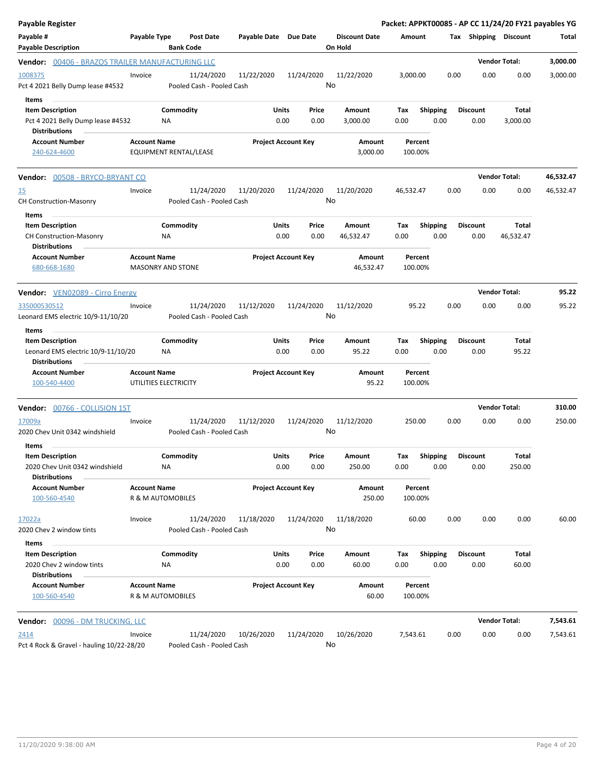**Payable Register** — Packet: APPKT00085 - AP CC 11/24/20 FY21 payables YG

| Payable # / Payable Description | Payable Type | Post Date / Bank Code | Payable Date | Due Date | Discount Date / On Hold | Amount | Tax | Shipping | Discount | Total |
|---|---|---|---|---|---|---|---|---|---|---|

**Vendor: 00406 - BRAZOS TRAILER MANUFACTURING LLC** — Vendor Total: 3,000.00

| Payable # | Payable Type | Post Date | Payable Date | Due Date | Discount Date | Amount | Tax | Shipping | Discount | Total |
|---|---|---|---|---|---|---|---|---|---|---|
| 1008375 | Invoice | 11/24/2020 | 11/22/2020 | 11/24/2020 | 11/22/2020 | 3,000.00 | 0.00 | 0.00 | 0.00 | 3,000.00 |
| Pct 4 2021 Belly Dump lease #4532 | | Pooled Cash - Pooled Cash | | | No | | | | | |

Items

| Item Description | Commodity | Units | Price | Amount | Tax | Shipping | Discount | Total |
|---|---|---|---|---|---|---|---|---|
| Pct 4 2021 Belly Dump lease #4532 | NA | 0.00 | 0.00 | 3,000.00 | 0.00 | 0.00 | 0.00 | 3,000.00 |

Distributions

| Account Number | Account Name | Project Account Key | Amount | Percent |
|---|---|---|---|---|
| 240-624-4600 | EQUIPMENT RENTAL/LEASE | | 3,000.00 | 100.00% |

**Vendor: 00508 - BRYCO-BRYANT CO** — Vendor Total: 46,532.47

| Payable # | Payable Type | Post Date | Payable Date | Due Date | Discount Date | Amount | Tax | Shipping | Discount | Total |
|---|---|---|---|---|---|---|---|---|---|---|
| 15 | Invoice | 11/24/2020 | 11/20/2020 | 11/24/2020 | 11/20/2020 | 46,532.47 | 0.00 | 0.00 | 0.00 | 46,532.47 |
| CH Construction-Masonry | | Pooled Cash - Pooled Cash | | | No | | | | | |

Items

| Item Description | Commodity | Units | Price | Amount | Tax | Shipping | Discount | Total |
|---|---|---|---|---|---|---|---|---|
| CH Construction-Masonry | NA | 0.00 | 0.00 | 46,532.47 | 0.00 | 0.00 | 0.00 | 46,532.47 |

Distributions

| Account Number | Account Name | Project Account Key | Amount | Percent |
|---|---|---|---|---|
| 680-668-1680 | MASONRY AND STONE | | 46,532.47 | 100.00% |

**Vendor: VEN02089 - Cirro Energy** — Vendor Total: 95.22

| Payable # | Payable Type | Post Date | Payable Date | Due Date | Discount Date | Amount | Tax | Shipping | Discount | Total |
|---|---|---|---|---|---|---|---|---|---|---|
| 335000530512 | Invoice | 11/24/2020 | 11/12/2020 | 11/24/2020 | 11/12/2020 | 95.22 | 0.00 | 0.00 | 0.00 | 95.22 |
| Leonard EMS electric 10/9-11/10/20 | | Pooled Cash - Pooled Cash | | | No | | | | | |

Items

| Item Description | Commodity | Units | Price | Amount | Tax | Shipping | Discount | Total |
|---|---|---|---|---|---|---|---|---|
| Leonard EMS electric 10/9-11/10/20 | NA | 0.00 | 0.00 | 95.22 | 0.00 | 0.00 | 0.00 | 95.22 |

Distributions

| Account Number | Account Name | Project Account Key | Amount | Percent |
|---|---|---|---|---|
| 100-540-4400 | UTILITIES ELECTRICITY | | 95.22 | 100.00% |

**Vendor: 00766 - COLLISION 1ST** — Vendor Total: 310.00

| Payable # | Payable Type | Post Date | Payable Date | Due Date | Discount Date | Amount | Tax | Shipping | Discount | Total |
|---|---|---|---|---|---|---|---|---|---|---|
| 17009a | Invoice | 11/24/2020 | 11/12/2020 | 11/24/2020 | 11/12/2020 | 250.00 | 0.00 | 0.00 | 0.00 | 250.00 |
| 2020 Chev Unit 0342 windshield | | Pooled Cash - Pooled Cash | | | No | | | | | |

Items

| Item Description | Commodity | Units | Price | Amount | Tax | Shipping | Discount | Total |
|---|---|---|---|---|---|---|---|---|
| 2020 Chev Unit 0342 windshield | NA | 0.00 | 0.00 | 250.00 | 0.00 | 0.00 | 0.00 | 250.00 |

Distributions

| Account Number | Account Name | Project Account Key | Amount | Percent |
|---|---|---|---|---|
| 100-560-4540 | R & M AUTOMOBILES | | 250.00 | 100.00% |

| Payable # | Payable Type | Post Date | Payable Date | Due Date | Discount Date | Amount | Tax | Shipping | Discount | Total |
|---|---|---|---|---|---|---|---|---|---|---|
| 17022a | Invoice | 11/24/2020 | 11/18/2020 | 11/24/2020 | 11/18/2020 | 60.00 | 0.00 | 0.00 | 0.00 | 60.00 |
| 2020 Chev 2 window tints | | Pooled Cash - Pooled Cash | | | No | | | | | |

Items

| Item Description | Commodity | Units | Price | Amount | Tax | Shipping | Discount | Total |
|---|---|---|---|---|---|---|---|---|
| 2020 Chev 2 window tints | NA | 0.00 | 0.00 | 60.00 | 0.00 | 0.00 | 0.00 | 60.00 |

Distributions

| Account Number | Account Name | Project Account Key | Amount | Percent |
|---|---|---|---|---|
| 100-560-4540 | R & M AUTOMOBILES | | 60.00 | 100.00% |

**Vendor: 00096 - DM TRUCKING, LLC** — Vendor Total: 7,543.61

| Payable # | Payable Type | Post Date | Payable Date | Due Date | Discount Date | Amount | Tax | Shipping | Discount | Total |
|---|---|---|---|---|---|---|---|---|---|---|
| 2414 | Invoice | 11/24/2020 | 10/26/2020 | 11/24/2020 | 10/26/2020 | 7,543.61 | 0.00 | 0.00 | 0.00 | 7,543.61 |
| Pct 4 Rock & Gravel - hauling 10/22-28/20 | | Pooled Cash - Pooled Cash | | | No | | | | | |

11/20/2020 9:38:00 AM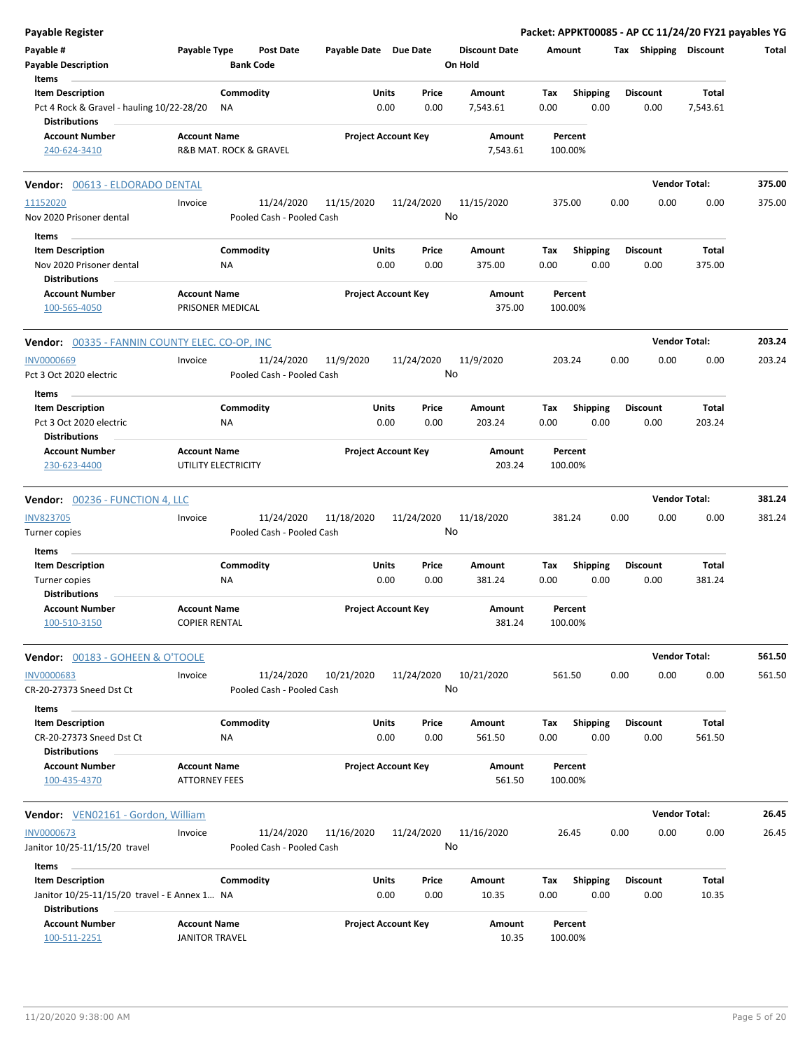**Payable Register** — **Packet: APPKT00085 - AP CC 11/24/20 FY21 payables YG**

| Payable # | Payable Type | Post Date | Payable Date | Due Date | Discount Date | Amount | Tax | Shipping | Discount | Total |
|---|---|---|---|---|---|---|---|---|---|---|
| Payable Description | | Bank Code | | | On Hold | | | | | |

**Items**

| Item Description | Commodity | Units | Price | Amount | Tax | Shipping | Discount | Total |
|---|---|---|---|---|---|---|---|---|
| Pct 4 Rock & Gravel - hauling 10/22-28/20 | NA | 0.00 | 0.00 | 7,543.61 | 0.00 | 0.00 | 0.00 | 7,543.61 |

**Distributions**

| Account Number | Account Name | Project Account Key | Amount | Percent |
|---|---|---|---|---|
| 240-624-3410 | R&B MAT. ROCK & GRAVEL | | 7,543.61 | 100.00% |

---

**Vendor:** 00613 - ELDORADO DENTAL — **Vendor Total: 375.00**

| Payable # | Payable Type | Post Date | Payable Date | Due Date | Discount Date | Amount | Tax | Shipping | Discount | Total |
|---|---|---|---|---|---|---|---|---|---|---|
| 11152020 | Invoice | 11/24/2020 | 11/15/2020 | 11/24/2020 | 11/15/2020 | 375.00 | 0.00 | 0.00 | 0.00 | 375.00 |
| Nov 2020 Prisoner dental | | Pooled Cash - Pooled Cash | | | No | | | | | |

**Items**

| Item Description | Commodity | Units | Price | Amount | Tax | Shipping | Discount | Total |
|---|---|---|---|---|---|---|---|---|
| Nov 2020 Prisoner dental | NA | 0.00 | 0.00 | 375.00 | 0.00 | 0.00 | 0.00 | 375.00 |

**Distributions**

| Account Number | Account Name | Project Account Key | Amount | Percent |
|---|---|---|---|---|
| 100-565-4050 | PRISONER MEDICAL | | 375.00 | 100.00% |

---

**Vendor:** 00335 - FANNIN COUNTY ELEC. CO-OP, INC — **Vendor Total: 203.24**

| Payable # | Payable Type | Post Date | Payable Date | Due Date | Discount Date | Amount | Tax | Shipping | Discount | Total |
|---|---|---|---|---|---|---|---|---|---|---|
| INV0000669 | Invoice | 11/24/2020 | 11/9/2020 | 11/24/2020 | 11/9/2020 | 203.24 | 0.00 | 0.00 | 0.00 | 203.24 |
| Pct 3 Oct 2020 electric | | Pooled Cash - Pooled Cash | | | No | | | | | |

**Items**

| Item Description | Commodity | Units | Price | Amount | Tax | Shipping | Discount | Total |
|---|---|---|---|---|---|---|---|---|
| Pct 3 Oct 2020 electric | NA | 0.00 | 0.00 | 203.24 | 0.00 | 0.00 | 0.00 | 203.24 |

**Distributions**

| Account Number | Account Name | Project Account Key | Amount | Percent |
|---|---|---|---|---|
| 230-623-4400 | UTILITY ELECTRICITY | | 203.24 | 100.00% |

---

**Vendor:** 00236 - FUNCTION 4, LLC — **Vendor Total: 381.24**

| Payable # | Payable Type | Post Date | Payable Date | Due Date | Discount Date | Amount | Tax | Shipping | Discount | Total |
|---|---|---|---|---|---|---|---|---|---|---|
| INV823705 | Invoice | 11/24/2020 | 11/18/2020 | 11/24/2020 | 11/18/2020 | 381.24 | 0.00 | 0.00 | 0.00 | 381.24 |
| Turner copies | | Pooled Cash - Pooled Cash | | | No | | | | | |

**Items**

| Item Description | Commodity | Units | Price | Amount | Tax | Shipping | Discount | Total |
|---|---|---|---|---|---|---|---|---|
| Turner copies | NA | 0.00 | 0.00 | 381.24 | 0.00 | 0.00 | 0.00 | 381.24 |

**Distributions**

| Account Number | Account Name | Project Account Key | Amount | Percent |
|---|---|---|---|---|
| 100-510-3150 | COPIER RENTAL | | 381.24 | 100.00% |

---

**Vendor:** 00183 - GOHEEN & O'TOOLE — **Vendor Total: 561.50**

| Payable # | Payable Type | Post Date | Payable Date | Due Date | Discount Date | Amount | Tax | Shipping | Discount | Total |
|---|---|---|---|---|---|---|---|---|---|---|
| INV0000683 | Invoice | 11/24/2020 | 10/21/2020 | 11/24/2020 | 10/21/2020 | 561.50 | 0.00 | 0.00 | 0.00 | 561.50 |
| CR-20-27373 Sneed Dst Ct | | Pooled Cash - Pooled Cash | | | No | | | | | |

**Items**

| Item Description | Commodity | Units | Price | Amount | Tax | Shipping | Discount | Total |
|---|---|---|---|---|---|---|---|---|
| CR-20-27373 Sneed Dst Ct | NA | 0.00 | 0.00 | 561.50 | 0.00 | 0.00 | 0.00 | 561.50 |

**Distributions**

| Account Number | Account Name | Project Account Key | Amount | Percent |
|---|---|---|---|---|
| 100-435-4370 | ATTORNEY FEES | | 561.50 | 100.00% |

---

**Vendor:** VEN02161 - Gordon, William — **Vendor Total: 26.45**

| Payable # | Payable Type | Post Date | Payable Date | Due Date | Discount Date | Amount | Tax | Shipping | Discount | Total |
|---|---|---|---|---|---|---|---|---|---|---|
| INV0000673 | Invoice | 11/24/2020 | 11/16/2020 | 11/24/2020 | 11/16/2020 | 26.45 | 0.00 | 0.00 | 0.00 | 26.45 |
| Janitor 10/25-11/15/20 travel | | Pooled Cash - Pooled Cash | | | No | | | | | |

**Items**

| Item Description | Commodity | Units | Price | Amount | Tax | Shipping | Discount | Total |
|---|---|---|---|---|---|---|---|---|
| Janitor 10/25-11/15/20 travel - E Annex 1... | NA | 0.00 | 0.00 | 10.35 | 0.00 | 0.00 | 0.00 | 10.35 |

**Distributions**

| Account Number | Account Name | Project Account Key | Amount | Percent |
|---|---|---|---|---|
| 100-511-2251 | JANITOR TRAVEL | | 10.35 | 100.00% |

11/20/2020 9:38:00 AM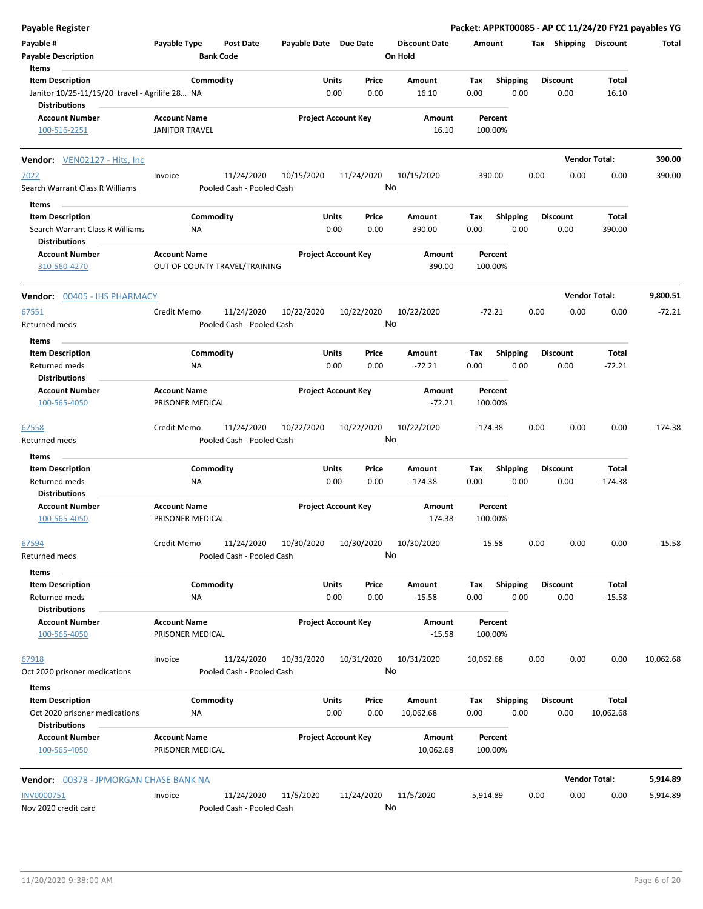## Payable Register

**Packet: APPKT00085 - AP CC 11/24/20 FY21 payables YG**

| Payable # | Payable Type | Post Date | Payable Date | Due Date | Discount Date | Amount | Tax | Shipping | Discount | Total |
|---|---|---|---|---|---|---|---|---|---|---|
| Payable Description | | Bank Code | | | On Hold | | | | | |

**Items**

| Item Description | Commodity | Units | Price | Amount | Tax | Shipping | Discount | Total |
|---|---|---|---|---|---|---|---|---|
| Janitor 10/25-11/15/20 travel - Agrilife 28… | NA | 0.00 | 0.00 | 16.10 | 0.00 | 0.00 | 0.00 | 16.10 |

**Distributions**

| Account Number | Account Name | Project Account Key | Amount | Percent |
|---|---|---|---|---|
| 100-516-2251 | JANITOR TRAVEL | | 16.10 | 100.00% |

---

### Vendor: VEN02127 - Hits, Inc — Vendor Total: 390.00

| Payable # | Payable Type | Post Date | Payable Date | Due Date | Discount Date | Amount | Tax | Shipping | Discount | Total |
|---|---|---|---|---|---|---|---|---|---|---|
| 7022 | Invoice | 11/24/2020 | 10/15/2020 | 11/24/2020 | 10/15/2020 | 390.00 | 0.00 | 0.00 | 0.00 | 390.00 |
| Search Warrant Class R Williams | | Pooled Cash - Pooled Cash | | | No | | | | | |

**Items**

| Item Description | Commodity | Units | Price | Amount | Tax | Shipping | Discount | Total |
|---|---|---|---|---|---|---|---|---|
| Search Warrant Class R Williams | NA | 0.00 | 0.00 | 390.00 | 0.00 | 0.00 | 0.00 | 390.00 |

**Distributions**

| Account Number | Account Name | Project Account Key | Amount | Percent |
|---|---|---|---|---|
| 310-560-4270 | OUT OF COUNTY TRAVEL/TRAINING | | 390.00 | 100.00% |

---

### Vendor: 00405 - IHS PHARMACY — Vendor Total: 9,800.51

| Payable # | Payable Type | Post Date | Payable Date | Due Date | Discount Date | Amount | Tax | Shipping | Discount | Total |
|---|---|---|---|---|---|---|---|---|---|---|
| 67551 | Credit Memo | 11/24/2020 | 10/22/2020 | 10/22/2020 | 10/22/2020 | -72.21 | 0.00 | 0.00 | 0.00 | -72.21 |
| Returned meds | | Pooled Cash - Pooled Cash | | | No | | | | | |

**Items**

| Item Description | Commodity | Units | Price | Amount | Tax | Shipping | Discount | Total |
|---|---|---|---|---|---|---|---|---|
| Returned meds | NA | 0.00 | 0.00 | -72.21 | 0.00 | 0.00 | 0.00 | -72.21 |

**Distributions**

| Account Number | Account Name | Project Account Key | Amount | Percent |
|---|---|---|---|---|
| 100-565-4050 | PRISONER MEDICAL | | -72.21 | 100.00% |

| Payable # | Payable Type | Post Date | Payable Date | Due Date | Discount Date | Amount | Tax | Shipping | Discount | Total |
|---|---|---|---|---|---|---|---|---|---|---|
| 67558 | Credit Memo | 11/24/2020 | 10/22/2020 | 10/22/2020 | 10/22/2020 | -174.38 | 0.00 | 0.00 | 0.00 | -174.38 |
| Returned meds | | Pooled Cash - Pooled Cash | | | No | | | | | |

**Items**

| Item Description | Commodity | Units | Price | Amount | Tax | Shipping | Discount | Total |
|---|---|---|---|---|---|---|---|---|
| Returned meds | NA | 0.00 | 0.00 | -174.38 | 0.00 | 0.00 | 0.00 | -174.38 |

**Distributions**

| Account Number | Account Name | Project Account Key | Amount | Percent |
|---|---|---|---|---|
| 100-565-4050 | PRISONER MEDICAL | | -174.38 | 100.00% |

| Payable # | Payable Type | Post Date | Payable Date | Due Date | Discount Date | Amount | Tax | Shipping | Discount | Total |
|---|---|---|---|---|---|---|---|---|---|---|
| 67594 | Credit Memo | 11/24/2020 | 10/30/2020 | 10/30/2020 | 10/30/2020 | -15.58 | 0.00 | 0.00 | 0.00 | -15.58 |
| Returned meds | | Pooled Cash - Pooled Cash | | | No | | | | | |

**Items**

| Item Description | Commodity | Units | Price | Amount | Tax | Shipping | Discount | Total |
|---|---|---|---|---|---|---|---|---|
| Returned meds | NA | 0.00 | 0.00 | -15.58 | 0.00 | 0.00 | 0.00 | -15.58 |

**Distributions**

| Account Number | Account Name | Project Account Key | Amount | Percent |
|---|---|---|---|---|
| 100-565-4050 | PRISONER MEDICAL | | -15.58 | 100.00% |

| Payable # | Payable Type | Post Date | Payable Date | Due Date | Discount Date | Amount | Tax | Shipping | Discount | Total |
|---|---|---|---|---|---|---|---|---|---|---|
| 67918 | Invoice | 11/24/2020 | 10/31/2020 | 10/31/2020 | 10/31/2020 | 10,062.68 | 0.00 | 0.00 | 0.00 | 10,062.68 |
| Oct 2020 prisoner medications | | Pooled Cash - Pooled Cash | | | No | | | | | |

**Items**

| Item Description | Commodity | Units | Price | Amount | Tax | Shipping | Discount | Total |
|---|---|---|---|---|---|---|---|---|
| Oct 2020 prisoner medications | NA | 0.00 | 0.00 | 10,062.68 | 0.00 | 0.00 | 0.00 | 10,062.68 |

**Distributions**

| Account Number | Account Name | Project Account Key | Amount | Percent |
|---|---|---|---|---|
| 100-565-4050 | PRISONER MEDICAL | | 10,062.68 | 100.00% |

---

### Vendor: 00378 - JPMORGAN CHASE BANK NA — Vendor Total: 5,914.89

| Payable # | Payable Type | Post Date | Payable Date | Due Date | Discount Date | Amount | Tax | Shipping | Discount | Total |
|---|---|---|---|---|---|---|---|---|---|---|
| INV0000751 | Invoice | 11/24/2020 | 11/5/2020 | 11/24/2020 | 11/5/2020 | 5,914.89 | 0.00 | 0.00 | 0.00 | 5,914.89 |
| Nov 2020 credit card | | Pooled Cash - Pooled Cash | | | No | | | | | |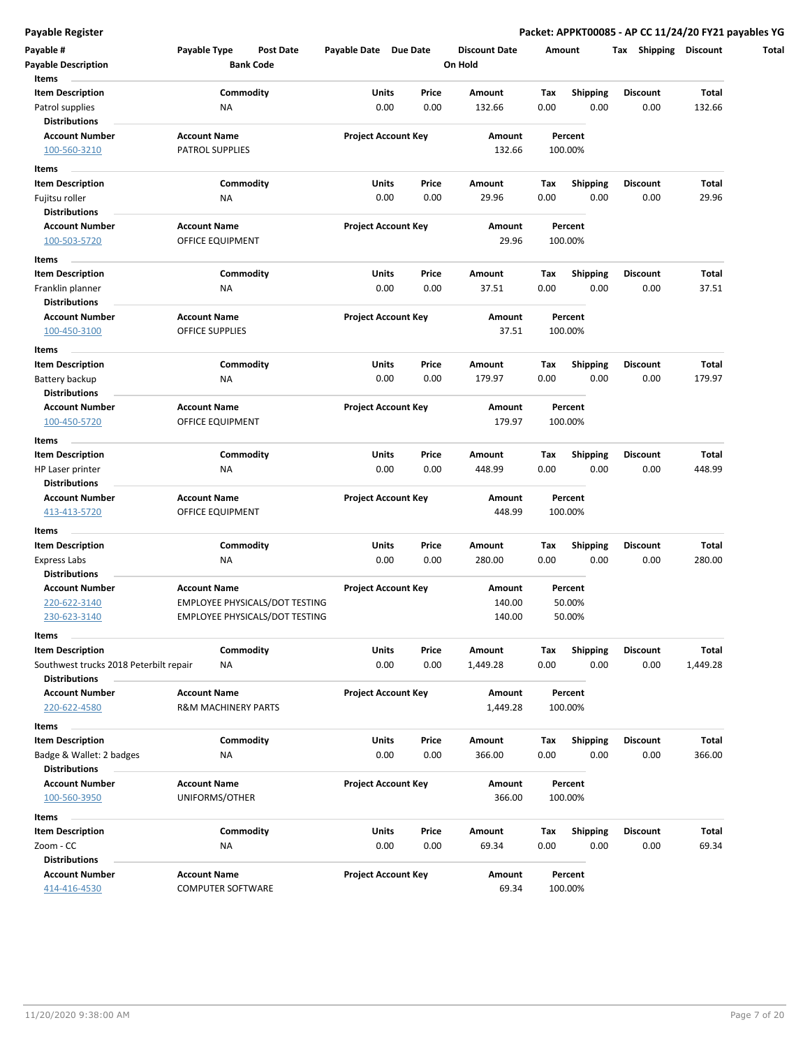**Payable Register** — Packet: APPKT00085 - AP CC 11/24/20 FY21 payables YG

| Payable # | Payable Type | Post Date | Payable Date | Due Date | Discount Date | Amount | Tax | Shipping | Discount | Total |
|---|---|---|---|---|---|---|---|---|---|---|
| Payable Description | | Bank Code | | | On Hold | | | | | |

**Items**

| Item Description | Commodity | Units | Price | Amount | Tax | Shipping | Discount | Total |
|---|---|---|---|---|---|---|---|---|
| Patrol supplies | NA | 0.00 | 0.00 | 132.66 | 0.00 | 0.00 | 0.00 | 132.66 |

**Distributions**

| Account Number | Account Name | Project Account Key | Amount | Percent |
|---|---|---|---|---|
| 100-560-3210 | PATROL SUPPLIES | | 132.66 | 100.00% |

**Items**

| Item Description | Commodity | Units | Price | Amount | Tax | Shipping | Discount | Total |
|---|---|---|---|---|---|---|---|---|
| Fujitsu roller | NA | 0.00 | 0.00 | 29.96 | 0.00 | 0.00 | 0.00 | 29.96 |

**Distributions**

| Account Number | Account Name | Project Account Key | Amount | Percent |
|---|---|---|---|---|
| 100-503-5720 | OFFICE EQUIPMENT | | 29.96 | 100.00% |

**Items**

| Item Description | Commodity | Units | Price | Amount | Tax | Shipping | Discount | Total |
|---|---|---|---|---|---|---|---|---|
| Franklin planner | NA | 0.00 | 0.00 | 37.51 | 0.00 | 0.00 | 0.00 | 37.51 |

**Distributions**

| Account Number | Account Name | Project Account Key | Amount | Percent |
|---|---|---|---|---|
| 100-450-3100 | OFFICE SUPPLIES | | 37.51 | 100.00% |

**Items**

| Item Description | Commodity | Units | Price | Amount | Tax | Shipping | Discount | Total |
|---|---|---|---|---|---|---|---|---|
| Battery backup | NA | 0.00 | 0.00 | 179.97 | 0.00 | 0.00 | 0.00 | 179.97 |

**Distributions**

| Account Number | Account Name | Project Account Key | Amount | Percent |
|---|---|---|---|---|
| 100-450-5720 | OFFICE EQUIPMENT | | 179.97 | 100.00% |

**Items**

| Item Description | Commodity | Units | Price | Amount | Tax | Shipping | Discount | Total |
|---|---|---|---|---|---|---|---|---|
| HP Laser printer | NA | 0.00 | 0.00 | 448.99 | 0.00 | 0.00 | 0.00 | 448.99 |

**Distributions**

| Account Number | Account Name | Project Account Key | Amount | Percent |
|---|---|---|---|---|
| 413-413-5720 | OFFICE EQUIPMENT | | 448.99 | 100.00% |

**Items**

| Item Description | Commodity | Units | Price | Amount | Tax | Shipping | Discount | Total |
|---|---|---|---|---|---|---|---|---|
| Express Labs | NA | 0.00 | 0.00 | 280.00 | 0.00 | 0.00 | 0.00 | 280.00 |

**Distributions**

| Account Number | Account Name | Project Account Key | Amount | Percent |
|---|---|---|---|---|
| 220-622-3140 | EMPLOYEE PHYSICALS/DOT TESTING | | 140.00 | 50.00% |
| 230-623-3140 | EMPLOYEE PHYSICALS/DOT TESTING | | 140.00 | 50.00% |

**Items**

| Item Description | Commodity | Units | Price | Amount | Tax | Shipping | Discount | Total |
|---|---|---|---|---|---|---|---|---|
| Southwest trucks 2018 Peterbilt repair | NA | 0.00 | 0.00 | 1,449.28 | 0.00 | 0.00 | 0.00 | 1,449.28 |

**Distributions**

| Account Number | Account Name | Project Account Key | Amount | Percent |
|---|---|---|---|---|
| 220-622-4580 | R&M MACHINERY PARTS | | 1,449.28 | 100.00% |

**Items**

| Item Description | Commodity | Units | Price | Amount | Tax | Shipping | Discount | Total |
|---|---|---|---|---|---|---|---|---|
| Badge & Wallet: 2 badges | NA | 0.00 | 0.00 | 366.00 | 0.00 | 0.00 | 0.00 | 366.00 |

**Distributions**

| Account Number | Account Name | Project Account Key | Amount | Percent |
|---|---|---|---|---|
| 100-560-3950 | UNIFORMS/OTHER | | 366.00 | 100.00% |

**Items**

| Item Description | Commodity | Units | Price | Amount | Tax | Shipping | Discount | Total |
|---|---|---|---|---|---|---|---|---|
| Zoom - CC | NA | 0.00 | 0.00 | 69.34 | 0.00 | 0.00 | 0.00 | 69.34 |

**Distributions**

| Account Number | Account Name | Project Account Key | Amount | Percent |
|---|---|---|---|---|
| 414-416-4530 | COMPUTER SOFTWARE | | 69.34 | 100.00% |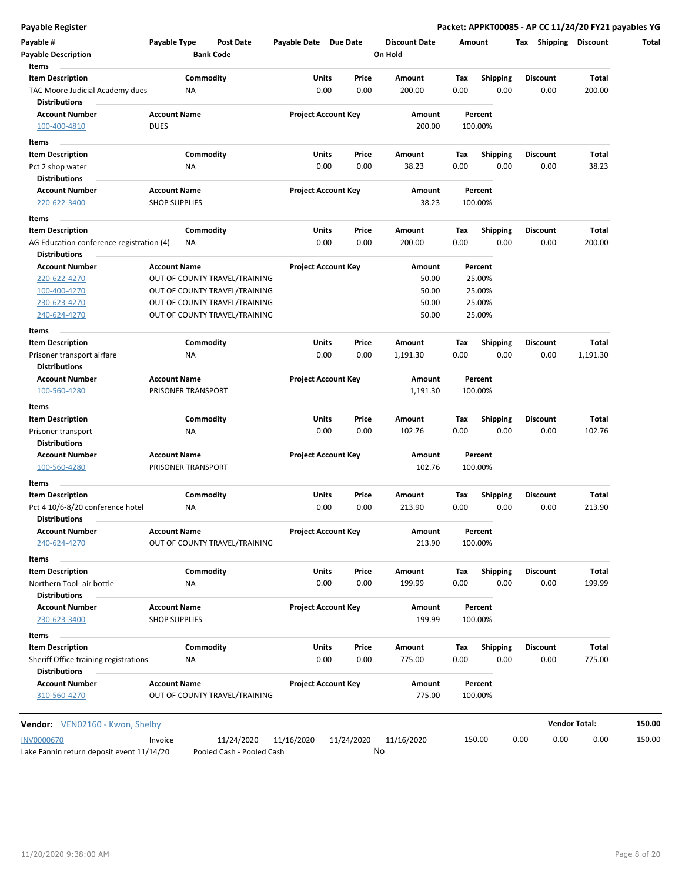**Payable Register** — **Packet: APPKT00085 - AP CC 11/24/20 FY21 payables YG**

| Payable # | Payable Type | Post Date | Payable Date | Due Date | Discount Date | Amount | Tax | Shipping | Discount | Total |
|---|---|---|---|---|---|---|---|---|---|---|
| Payable Description | | Bank Code | | | On Hold | | | | | |

**Items**

| Item Description | Commodity | Units | Price | Amount | Tax | Shipping | Discount | Total |
|---|---|---|---|---|---|---|---|---|
| TAC Moore Judicial Academy dues | NA | 0.00 | 0.00 | 200.00 | 0.00 | 0.00 | 0.00 | 200.00 |

**Distributions**

| Account Number | Account Name | Project Account Key | Amount | Percent |
|---|---|---|---|---|
| 100-400-4810 | DUES | | 200.00 | 100.00% |

**Items**

| Item Description | Commodity | Units | Price | Amount | Tax | Shipping | Discount | Total |
|---|---|---|---|---|---|---|---|---|
| Pct 2 shop water | NA | 0.00 | 0.00 | 38.23 | 0.00 | 0.00 | 0.00 | 38.23 |

**Distributions**

| Account Number | Account Name | Project Account Key | Amount | Percent |
|---|---|---|---|---|
| 220-622-3400 | SHOP SUPPLIES | | 38.23 | 100.00% |

**Items**

| Item Description | Commodity | Units | Price | Amount | Tax | Shipping | Discount | Total |
|---|---|---|---|---|---|---|---|---|
| AG Education conference registration (4) | NA | 0.00 | 0.00 | 200.00 | 0.00 | 0.00 | 0.00 | 200.00 |

**Distributions**

| Account Number | Account Name | Project Account Key | Amount | Percent |
|---|---|---|---|---|
| 220-622-4270 | OUT OF COUNTY TRAVEL/TRAINING | | 50.00 | 25.00% |
| 100-400-4270 | OUT OF COUNTY TRAVEL/TRAINING | | 50.00 | 25.00% |
| 230-623-4270 | OUT OF COUNTY TRAVEL/TRAINING | | 50.00 | 25.00% |
| 240-624-4270 | OUT OF COUNTY TRAVEL/TRAINING | | 50.00 | 25.00% |

**Items**

| Item Description | Commodity | Units | Price | Amount | Tax | Shipping | Discount | Total |
|---|---|---|---|---|---|---|---|---|
| Prisoner transport airfare | NA | 0.00 | 0.00 | 1,191.30 | 0.00 | 0.00 | 0.00 | 1,191.30 |

**Distributions**

| Account Number | Account Name | Project Account Key | Amount | Percent |
|---|---|---|---|---|
| 100-560-4280 | PRISONER TRANSPORT | | 1,191.30 | 100.00% |

**Items**

| Item Description | Commodity | Units | Price | Amount | Tax | Shipping | Discount | Total |
|---|---|---|---|---|---|---|---|---|
| Prisoner transport | NA | 0.00 | 0.00 | 102.76 | 0.00 | 0.00 | 0.00 | 102.76 |

**Distributions**

| Account Number | Account Name | Project Account Key | Amount | Percent |
|---|---|---|---|---|
| 100-560-4280 | PRISONER TRANSPORT | | 102.76 | 100.00% |

**Items**

| Item Description | Commodity | Units | Price | Amount | Tax | Shipping | Discount | Total |
|---|---|---|---|---|---|---|---|---|
| Pct 4 10/6-8/20 conference hotel | NA | 0.00 | 0.00 | 213.90 | 0.00 | 0.00 | 0.00 | 213.90 |

**Distributions**

| Account Number | Account Name | Project Account Key | Amount | Percent |
|---|---|---|---|---|
| 240-624-4270 | OUT OF COUNTY TRAVEL/TRAINING | | 213.90 | 100.00% |

**Items**

| Item Description | Commodity | Units | Price | Amount | Tax | Shipping | Discount | Total |
|---|---|---|---|---|---|---|---|---|
| Northern Tool- air bottle | NA | 0.00 | 0.00 | 199.99 | 0.00 | 0.00 | 0.00 | 199.99 |

**Distributions**

| Account Number | Account Name | Project Account Key | Amount | Percent |
|---|---|---|---|---|
| 230-623-3400 | SHOP SUPPLIES | | 199.99 | 100.00% |

**Items**

| Item Description | Commodity | Units | Price | Amount | Tax | Shipping | Discount | Total |
|---|---|---|---|---|---|---|---|---|
| Sheriff Office training registrations | NA | 0.00 | 0.00 | 775.00 | 0.00 | 0.00 | 0.00 | 775.00 |

**Distributions**

| Account Number | Account Name | Project Account Key | Amount | Percent |
|---|---|---|---|---|
| 310-560-4270 | OUT OF COUNTY TRAVEL/TRAINING | | 775.00 | 100.00% |

**Vendor:** VEN02160 - Kwon, Shelby — **Vendor Total: 150.00**

| Payable # | Payable Type | Post Date | Payable Date | Due Date | Discount Date | Amount | Tax | Shipping | Discount | Total |
|---|---|---|---|---|---|---|---|---|---|---|
| INV0000670 | Invoice | 11/24/2020 | 11/16/2020 | 11/24/2020 | 11/16/2020 | 150.00 | 0.00 | 0.00 | 0.00 | 150.00 |
| Lake Fannin return deposit event 11/14/20 | | Pooled Cash - Pooled Cash | | | No | | | | | |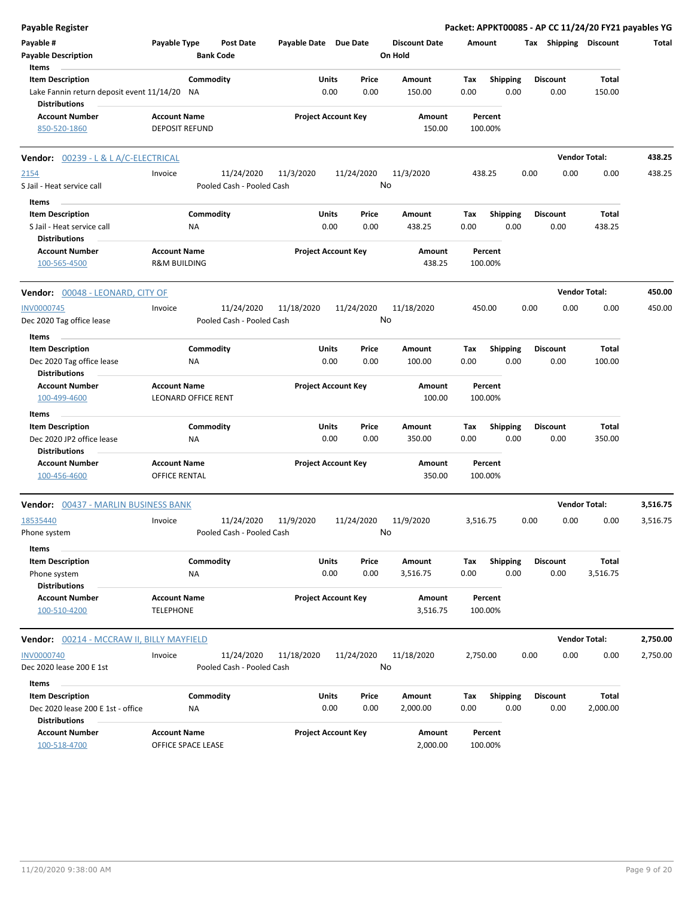**Payable Register** — **Packet: APPKT00085 - AP CC 11/24/20 FY21 payables YG**

| Payable # / Payable Description | Payable Type | Post Date / Bank Code | Payable Date | Due Date | Discount Date / On Hold | Amount | Tax | Shipping | Discount | Total |
|---|---|---|---|---|---|---|---|---|---|---|

**Items**

| Item Description | Commodity | Units | Price | Amount | Tax | Shipping | Discount | Total |
|---|---|---|---|---|---|---|---|---|
| Lake Fannin return deposit event 11/14/20 | NA | 0.00 | 0.00 | 150.00 | 0.00 | 0.00 | 0.00 | 150.00 |

**Distributions**

| Account Number | Account Name | Project Account Key | Amount | Percent |
|---|---|---|---|---|
| 850-520-1860 | DEPOSIT REFUND | | 150.00 | 100.00% |

---

**Vendor: 00239 - L & L A/C-ELECTRICAL** — **Vendor Total: 438.25**

| Payable # | Payable Type | Post Date | Payable Date | Due Date | Discount Date | Amount | Tax | Shipping | Discount | Total |
|---|---|---|---|---|---|---|---|---|---|---|
| 2154 | Invoice | 11/24/2020 | 11/3/2020 | 11/24/2020 | 11/3/2020 | 438.25 | 0.00 | 0.00 | 0.00 | 438.25 |
| S Jail - Heat service call | | Pooled Cash - Pooled Cash | | | No | | | | | |

**Items**

| Item Description | Commodity | Units | Price | Amount | Tax | Shipping | Discount | Total |
|---|---|---|---|---|---|---|---|---|
| S Jail - Heat service call | NA | 0.00 | 0.00 | 438.25 | 0.00 | 0.00 | 0.00 | 438.25 |

**Distributions**

| Account Number | Account Name | Project Account Key | Amount | Percent |
|---|---|---|---|---|
| 100-565-4500 | R&M BUILDING | | 438.25 | 100.00% |

---

**Vendor: 00048 - LEONARD, CITY OF** — **Vendor Total: 450.00**

| Payable # | Payable Type | Post Date | Payable Date | Due Date | Discount Date | Amount | Tax | Shipping | Discount | Total |
|---|---|---|---|---|---|---|---|---|---|---|
| INV0000745 | Invoice | 11/24/2020 | 11/18/2020 | 11/24/2020 | 11/18/2020 | 450.00 | 0.00 | 0.00 | 0.00 | 450.00 |
| Dec 2020 Tag office lease | | Pooled Cash - Pooled Cash | | | No | | | | | |

**Items**

| Item Description | Commodity | Units | Price | Amount | Tax | Shipping | Discount | Total |
|---|---|---|---|---|---|---|---|---|
| Dec 2020 Tag office lease | NA | 0.00 | 0.00 | 100.00 | 0.00 | 0.00 | 0.00 | 100.00 |

**Distributions**

| Account Number | Account Name | Project Account Key | Amount | Percent |
|---|---|---|---|---|
| 100-499-4600 | LEONARD OFFICE RENT | | 100.00 | 100.00% |

**Items**

| Item Description | Commodity | Units | Price | Amount | Tax | Shipping | Discount | Total |
|---|---|---|---|---|---|---|---|---|
| Dec 2020 JP2 office lease | NA | 0.00 | 0.00 | 350.00 | 0.00 | 0.00 | 0.00 | 350.00 |

**Distributions**

| Account Number | Account Name | Project Account Key | Amount | Percent |
|---|---|---|---|---|
| 100-456-4600 | OFFICE RENTAL | | 350.00 | 100.00% |

---

**Vendor: 00437 - MARLIN BUSINESS BANK** — **Vendor Total: 3,516.75**

| Payable # | Payable Type | Post Date | Payable Date | Due Date | Discount Date | Amount | Tax | Shipping | Discount | Total |
|---|---|---|---|---|---|---|---|---|---|---|
| 18535440 | Invoice | 11/24/2020 | 11/9/2020 | 11/24/2020 | 11/9/2020 | 3,516.75 | 0.00 | 0.00 | 0.00 | 3,516.75 |
| Phone system | | Pooled Cash - Pooled Cash | | | No | | | | | |

**Items**

| Item Description | Commodity | Units | Price | Amount | Tax | Shipping | Discount | Total |
|---|---|---|---|---|---|---|---|---|
| Phone system | NA | 0.00 | 0.00 | 3,516.75 | 0.00 | 0.00 | 0.00 | 3,516.75 |

**Distributions**

| Account Number | Account Name | Project Account Key | Amount | Percent |
|---|---|---|---|---|
| 100-510-4200 | TELEPHONE | | 3,516.75 | 100.00% |

---

**Vendor: 00214 - MCCRAW II, BILLY MAYFIELD** — **Vendor Total: 2,750.00**

| Payable # | Payable Type | Post Date | Payable Date | Due Date | Discount Date | Amount | Tax | Shipping | Discount | Total |
|---|---|---|---|---|---|---|---|---|---|---|
| INV0000740 | Invoice | 11/24/2020 | 11/18/2020 | 11/24/2020 | 11/18/2020 | 2,750.00 | 0.00 | 0.00 | 0.00 | 2,750.00 |
| Dec 2020 lease 200 E 1st | | Pooled Cash - Pooled Cash | | | No | | | | | |

**Items**

| Item Description | Commodity | Units | Price | Amount | Tax | Shipping | Discount | Total |
|---|---|---|---|---|---|---|---|---|
| Dec 2020 lease 200 E 1st - office | NA | 0.00 | 0.00 | 2,000.00 | 0.00 | 0.00 | 0.00 | 2,000.00 |

**Distributions**

| Account Number | Account Name | Project Account Key | Amount | Percent |
|---|---|---|---|---|
| 100-518-4700 | OFFICE SPACE LEASE | | 2,000.00 | 100.00% |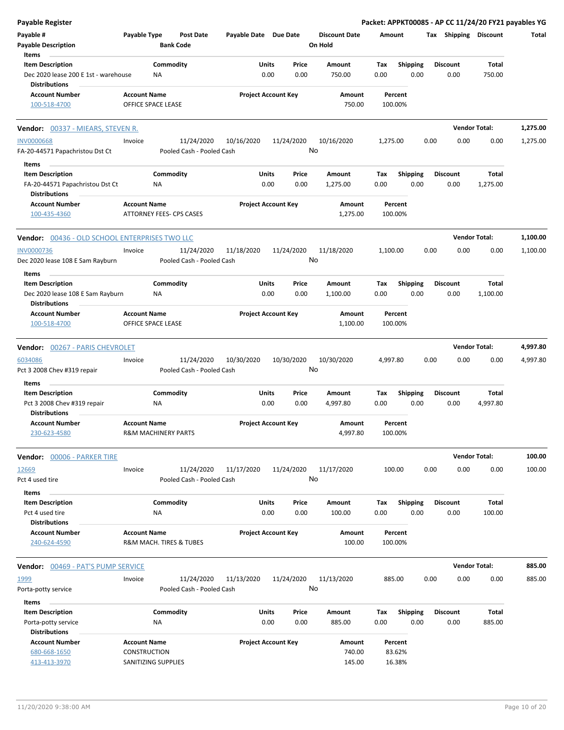**Payable Register** — **Packet: APPKT00085 - AP CC 11/24/20 FY21 payables YG**

| Payable # | Payable Type | Post Date | Payable Date | Due Date | Discount Date | Amount | Tax | Shipping | Discount | Total |
|---|---|---|---|---|---|---|---|---|---|---|
| Payable Description | | Bank Code | | | On Hold | | | | | |

**Items**

| Item Description | Commodity | Units | Price | Amount | Tax | Shipping | Discount | Total |
|---|---|---|---|---|---|---|---|---|
| Dec 2020 lease 200 E 1st - warehouse | NA | 0.00 | 0.00 | 750.00 | 0.00 | 0.00 | 0.00 | 750.00 |

**Distributions**

| Account Number | Account Name | Project Account Key | Amount | Percent |
|---|---|---|---|---|
| 100-518-4700 | OFFICE SPACE LEASE | | 750.00 | 100.00% |

---

**Vendor: 00337 - MIEARS, STEVEN R.** — **Vendor Total: 1,275.00**

| Payable # | Payable Type | Post Date | Payable Date | Due Date | Discount Date | Amount | Tax | Shipping | Discount | Total |
|---|---|---|---|---|---|---|---|---|---|---|
| INV0000668 | Invoice | 11/24/2020 | 10/16/2020 | 11/24/2020 | 10/16/2020 | 1,275.00 | 0.00 | 0.00 | 0.00 | 1,275.00 |
| FA-20-44571 Papachristou Dst Ct | | Pooled Cash - Pooled Cash | | | No | | | | | |

**Items**

| Item Description | Commodity | Units | Price | Amount | Tax | Shipping | Discount | Total |
|---|---|---|---|---|---|---|---|---|
| FA-20-44571 Papachristou Dst Ct | NA | 0.00 | 0.00 | 1,275.00 | 0.00 | 0.00 | 0.00 | 1,275.00 |

**Distributions**

| Account Number | Account Name | Project Account Key | Amount | Percent |
|---|---|---|---|---|
| 100-435-4360 | ATTORNEY FEES- CPS CASES | | 1,275.00 | 100.00% |

---

**Vendor: 00436 - OLD SCHOOL ENTERPRISES TWO LLC** — **Vendor Total: 1,100.00**

| Payable # | Payable Type | Post Date | Payable Date | Due Date | Discount Date | Amount | Tax | Shipping | Discount | Total |
|---|---|---|---|---|---|---|---|---|---|---|
| INV0000736 | Invoice | 11/24/2020 | 11/18/2020 | 11/24/2020 | 11/18/2020 | 1,100.00 | 0.00 | 0.00 | 0.00 | 1,100.00 |
| Dec 2020 lease 108 E Sam Rayburn | | Pooled Cash - Pooled Cash | | | No | | | | | |

**Items**

| Item Description | Commodity | Units | Price | Amount | Tax | Shipping | Discount | Total |
|---|---|---|---|---|---|---|---|---|
| Dec 2020 lease 108 E Sam Rayburn | NA | 0.00 | 0.00 | 1,100.00 | 0.00 | 0.00 | 0.00 | 1,100.00 |

**Distributions**

| Account Number | Account Name | Project Account Key | Amount | Percent |
|---|---|---|---|---|
| 100-518-4700 | OFFICE SPACE LEASE | | 1,100.00 | 100.00% |

---

**Vendor: 00267 - PARIS CHEVROLET** — **Vendor Total: 4,997.80**

| Payable # | Payable Type | Post Date | Payable Date | Due Date | Discount Date | Amount | Tax | Shipping | Discount | Total |
|---|---|---|---|---|---|---|---|---|---|---|
| 6034086 | Invoice | 11/24/2020 | 10/30/2020 | 10/30/2020 | 10/30/2020 | 4,997.80 | 0.00 | 0.00 | 0.00 | 4,997.80 |
| Pct 3 2008 Chev #319 repair | | Pooled Cash - Pooled Cash | | | No | | | | | |

**Items**

| Item Description | Commodity | Units | Price | Amount | Tax | Shipping | Discount | Total |
|---|---|---|---|---|---|---|---|---|
| Pct 3 2008 Chev #319 repair | NA | 0.00 | 0.00 | 4,997.80 | 0.00 | 0.00 | 0.00 | 4,997.80 |

**Distributions**

| Account Number | Account Name | Project Account Key | Amount | Percent |
|---|---|---|---|---|
| 230-623-4580 | R&M MACHINERY PARTS | | 4,997.80 | 100.00% |

---

**Vendor: 00006 - PARKER TIRE** — **Vendor Total: 100.00**

| Payable # | Payable Type | Post Date | Payable Date | Due Date | Discount Date | Amount | Tax | Shipping | Discount | Total |
|---|---|---|---|---|---|---|---|---|---|---|
| 12669 | Invoice | 11/24/2020 | 11/17/2020 | 11/24/2020 | 11/17/2020 | 100.00 | 0.00 | 0.00 | 0.00 | 100.00 |
| Pct 4 used tire | | Pooled Cash - Pooled Cash | | | No | | | | | |

**Items**

| Item Description | Commodity | Units | Price | Amount | Tax | Shipping | Discount | Total |
|---|---|---|---|---|---|---|---|---|
| Pct 4 used tire | NA | 0.00 | 0.00 | 100.00 | 0.00 | 0.00 | 0.00 | 100.00 |

**Distributions**

| Account Number | Account Name | Project Account Key | Amount | Percent |
|---|---|---|---|---|
| 240-624-4590 | R&M MACH. TIRES & TUBES | | 100.00 | 100.00% |

---

**Vendor: 00469 - PAT'S PUMP SERVICE** — **Vendor Total: 885.00**

| Payable # | Payable Type | Post Date | Payable Date | Due Date | Discount Date | Amount | Tax | Shipping | Discount | Total |
|---|---|---|---|---|---|---|---|---|---|---|
| 1999 | Invoice | 11/24/2020 | 11/13/2020 | 11/24/2020 | 11/13/2020 | 885.00 | 0.00 | 0.00 | 0.00 | 885.00 |
| Porta-potty service | | Pooled Cash - Pooled Cash | | | No | | | | | |

**Items**

| Item Description | Commodity | Units | Price | Amount | Tax | Shipping | Discount | Total |
|---|---|---|---|---|---|---|---|---|
| Porta-potty service | NA | 0.00 | 0.00 | 885.00 | 0.00 | 0.00 | 0.00 | 885.00 |

**Distributions**

| Account Number | Account Name | Project Account Key | Amount | Percent |
|---|---|---|---|---|
| 680-668-1650 | CONSTRUCTION | | 740.00 | 83.62% |
| 413-413-3970 | SANITIZING SUPPLIES | | 145.00 | 16.38% |

11/20/2020 9:38:00 AM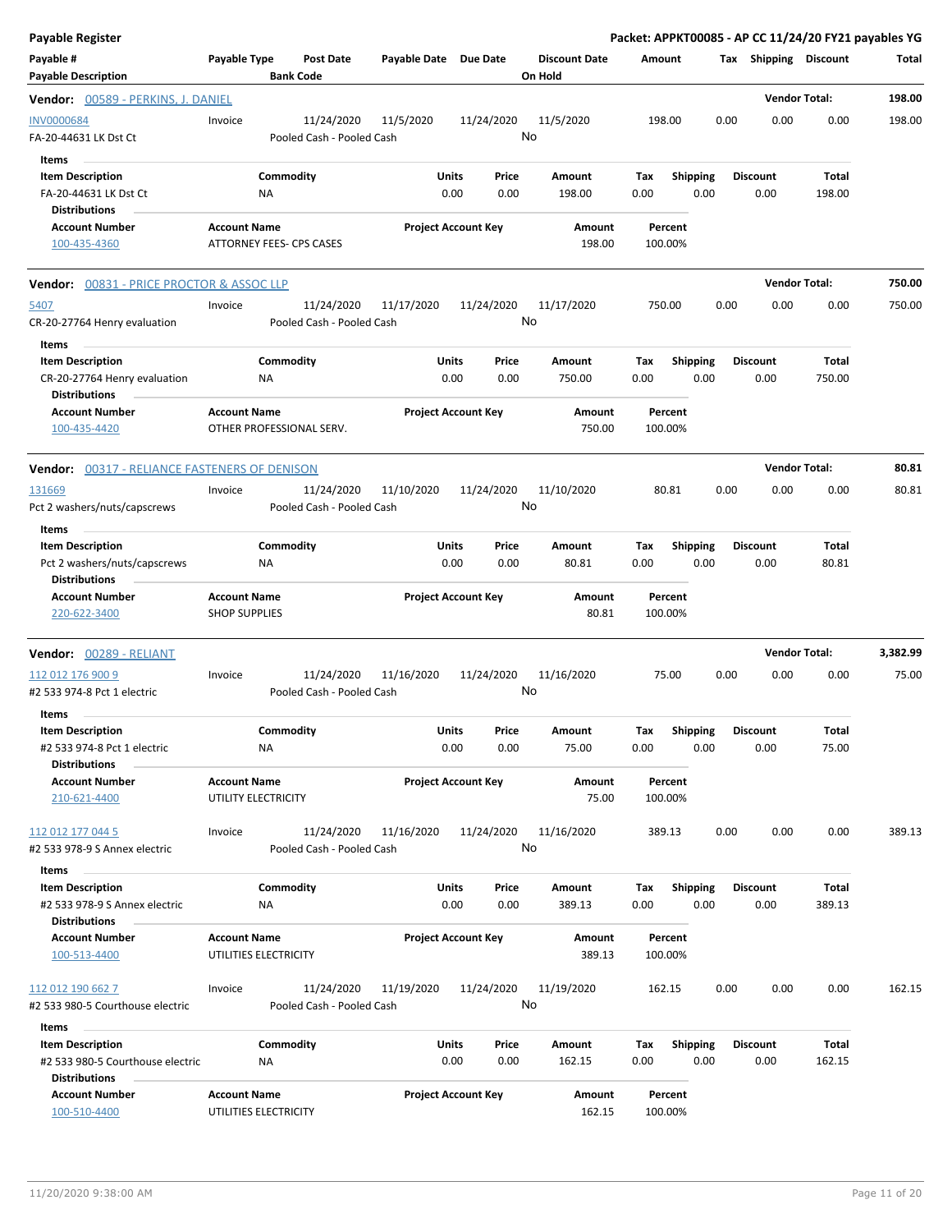# Payable Register

**Packet: APPKT00085 - AP CC 11/24/20 FY21 payables YG**

| Payable # / Payable Description | Payable Type | Post Date / Bank Code | Payable Date | Due Date | Discount Date / On Hold | Amount | Tax | Shipping | Discount | Total |
|---|---|---|---|---|---|---|---|---|---|---|

## Vendor: 00589 - PERKINS, J. DANIEL

**Vendor Total: 198.00**

| Payable # | Payable Type | Post Date | Payable Date | Due Date | Discount Date | Amount | Tax | Shipping | Discount | Total |
|---|---|---|---|---|---|---|---|---|---|---|
| INV0000684 | Invoice | 11/24/2020 | 11/5/2020 | 11/24/2020 | 11/5/2020 | 198.00 | 0.00 | 0.00 | 0.00 | 198.00 |
| FA-20-44631 LK Dst Ct | | Pooled Cash - Pooled Cash | | | No | | | | | |

**Items**

| Item Description | Commodity | Units | Price | Amount | Tax | Shipping | Discount | Total |
|---|---|---|---|---|---|---|---|---|
| FA-20-44631 LK Dst Ct | NA | 0.00 | 0.00 | 198.00 | 0.00 | 0.00 | 0.00 | 198.00 |

**Distributions**

| Account Number | Account Name | Project Account Key | Amount | Percent |
|---|---|---|---|---|
| 100-435-4360 | ATTORNEY FEES- CPS CASES | | 198.00 | 100.00% |

## Vendor: 00831 - PRICE PROCTOR & ASSOC LLP

**Vendor Total: 750.00**

| Payable # | Payable Type | Post Date | Payable Date | Due Date | Discount Date | Amount | Tax | Shipping | Discount | Total |
|---|---|---|---|---|---|---|---|---|---|---|
| 5407 | Invoice | 11/24/2020 | 11/17/2020 | 11/24/2020 | 11/17/2020 | 750.00 | 0.00 | 0.00 | 0.00 | 750.00 |
| CR-20-27764 Henry evaluation | | Pooled Cash - Pooled Cash | | | No | | | | | |

**Items**

| Item Description | Commodity | Units | Price | Amount | Tax | Shipping | Discount | Total |
|---|---|---|---|---|---|---|---|---|
| CR-20-27764 Henry evaluation | NA | 0.00 | 0.00 | 750.00 | 0.00 | 0.00 | 0.00 | 750.00 |

**Distributions**

| Account Number | Account Name | Project Account Key | Amount | Percent |
|---|---|---|---|---|
| 100-435-4420 | OTHER PROFESSIONAL SERV. | | 750.00 | 100.00% |

## Vendor: 00317 - RELIANCE FASTENERS OF DENISON

**Vendor Total: 80.81**

| Payable # | Payable Type | Post Date | Payable Date | Due Date | Discount Date | Amount | Tax | Shipping | Discount | Total |
|---|---|---|---|---|---|---|---|---|---|---|
| 131669 | Invoice | 11/24/2020 | 11/10/2020 | 11/24/2020 | 11/10/2020 | 80.81 | 0.00 | 0.00 | 0.00 | 80.81 |
| Pct 2 washers/nuts/capscrews | | Pooled Cash - Pooled Cash | | | No | | | | | |

**Items**

| Item Description | Commodity | Units | Price | Amount | Tax | Shipping | Discount | Total |
|---|---|---|---|---|---|---|---|---|
| Pct 2 washers/nuts/capscrews | NA | 0.00 | 0.00 | 80.81 | 0.00 | 0.00 | 0.00 | 80.81 |

**Distributions**

| Account Number | Account Name | Project Account Key | Amount | Percent |
|---|---|---|---|---|
| 220-622-3400 | SHOP SUPPLIES | | 80.81 | 100.00% |

## Vendor: 00289 - RELIANT

**Vendor Total: 3,382.99**

| Payable # | Payable Type | Post Date | Payable Date | Due Date | Discount Date | Amount | Tax | Shipping | Discount | Total |
|---|---|---|---|---|---|---|---|---|---|---|
| 112 012 176 900 9 | Invoice | 11/24/2020 | 11/16/2020 | 11/24/2020 | 11/16/2020 | 75.00 | 0.00 | 0.00 | 0.00 | 75.00 |
| #2 533 974-8 Pct 1 electric | | Pooled Cash - Pooled Cash | | | No | | | | | |

**Items**

| Item Description | Commodity | Units | Price | Amount | Tax | Shipping | Discount | Total |
|---|---|---|---|---|---|---|---|---|
| #2 533 974-8 Pct 1 electric | NA | 0.00 | 0.00 | 75.00 | 0.00 | 0.00 | 0.00 | 75.00 |

**Distributions**

| Account Number | Account Name | Project Account Key | Amount | Percent |
|---|---|---|---|---|
| 210-621-4400 | UTILITY ELECTRICITY | | 75.00 | 100.00% |

| Payable # | Payable Type | Post Date | Payable Date | Due Date | Discount Date | Amount | Tax | Shipping | Discount | Total |
|---|---|---|---|---|---|---|---|---|---|---|
| 112 012 177 044 5 | Invoice | 11/24/2020 | 11/16/2020 | 11/24/2020 | 11/16/2020 | 389.13 | 0.00 | 0.00 | 0.00 | 389.13 |
| #2 533 978-9 S Annex electric | | Pooled Cash - Pooled Cash | | | No | | | | | |

**Items**

| Item Description | Commodity | Units | Price | Amount | Tax | Shipping | Discount | Total |
|---|---|---|---|---|---|---|---|---|
| #2 533 978-9 S Annex electric | NA | 0.00 | 0.00 | 389.13 | 0.00 | 0.00 | 0.00 | 389.13 |

**Distributions**

| Account Number | Account Name | Project Account Key | Amount | Percent |
|---|---|---|---|---|
| 100-513-4400 | UTILITIES ELECTRICITY | | 389.13 | 100.00% |

| Payable # | Payable Type | Post Date | Payable Date | Due Date | Discount Date | Amount | Tax | Shipping | Discount | Total |
|---|---|---|---|---|---|---|---|---|---|---|
| 112 012 190 662 7 | Invoice | 11/24/2020 | 11/19/2020 | 11/24/2020 | 11/19/2020 | 162.15 | 0.00 | 0.00 | 0.00 | 162.15 |
| #2 533 980-5 Courthouse electric | | Pooled Cash - Pooled Cash | | | No | | | | | |

**Items**

| Item Description | Commodity | Units | Price | Amount | Tax | Shipping | Discount | Total |
|---|---|---|---|---|---|---|---|---|
| #2 533 980-5 Courthouse electric | NA | 0.00 | 0.00 | 162.15 | 0.00 | 0.00 | 0.00 | 162.15 |

**Distributions**

| Account Number | Account Name | Project Account Key | Amount | Percent |
|---|---|---|---|---|
| 100-510-4400 | UTILITIES ELECTRICITY | | 162.15 | 100.00% |

11/20/2020 9:38:00 AM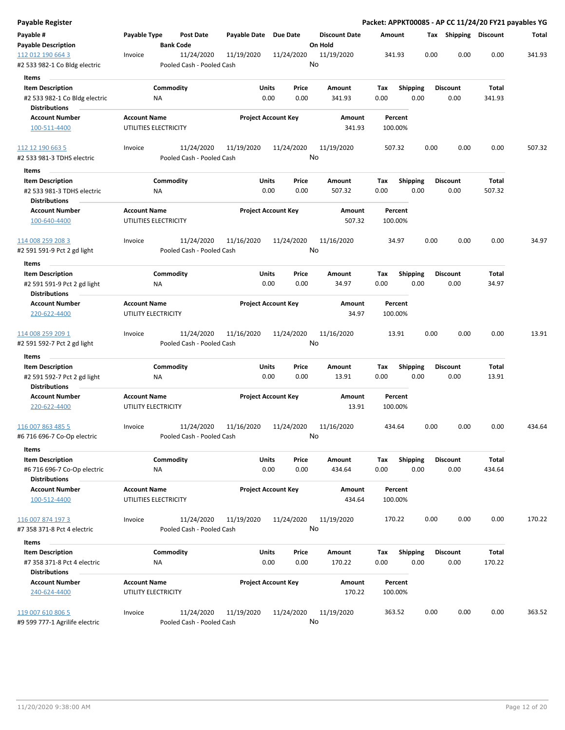**Payable Register**

**Packet: APPKT00085 - AP CC 11/24/20 FY21 payables YG**

| Payable # | Payable Type | Post Date | Payable Date | Due Date | Discount Date | Amount | Tax | Shipping | Discount | Total |
|---|---|---|---|---|---|---|---|---|---|---|
| **Payable Description** | | **Bank Code** | | | **On Hold** | | | | | |
| 112 012 190 664 3 | Invoice | 11/24/2020 | 11/19/2020 | 11/24/2020 | 11/19/2020 | 341.93 | 0.00 | 0.00 | 0.00 | 341.93 |
| #2 533 982-1 Co Bldg electric | | Pooled Cash - Pooled Cash | | | No | | | | | |

**Items**

| Item Description | Commodity | Units | Price | Amount | Tax | Shipping | Discount | Total |
|---|---|---|---|---|---|---|---|---|
| #2 533 982-1 Co Bldg electric | NA | 0.00 | 0.00 | 341.93 | 0.00 | 0.00 | 0.00 | 341.93 |

**Distributions**

| Account Number | Account Name | Project Account Key | Amount | Percent |
|---|---|---|---|---|
| 100-511-4400 | UTILITIES ELECTRICITY | | 341.93 | 100.00% |

| Payable # | Payable Type | Post Date | Payable Date | Due Date | Discount Date | Amount | Tax | Shipping | Discount | Total |
|---|---|---|---|---|---|---|---|---|---|---|
| 112 12 190 663 5 | Invoice | 11/24/2020 | 11/19/2020 | 11/24/2020 | 11/19/2020 | 507.32 | 0.00 | 0.00 | 0.00 | 507.32 |
| #2 533 981-3 TDHS electric | | Pooled Cash - Pooled Cash | | | No | | | | | |

**Items**

| Item Description | Commodity | Units | Price | Amount | Tax | Shipping | Discount | Total |
|---|---|---|---|---|---|---|---|---|
| #2 533 981-3 TDHS electric | NA | 0.00 | 0.00 | 507.32 | 0.00 | 0.00 | 0.00 | 507.32 |

**Distributions**

| Account Number | Account Name | Project Account Key | Amount | Percent |
|---|---|---|---|---|
| 100-640-4400 | UTILITIES ELECTRICITY | | 507.32 | 100.00% |

| Payable # | Payable Type | Post Date | Payable Date | Due Date | Discount Date | Amount | Tax | Shipping | Discount | Total |
|---|---|---|---|---|---|---|---|---|---|---|
| 114 008 259 208 3 | Invoice | 11/24/2020 | 11/16/2020 | 11/24/2020 | 11/16/2020 | 34.97 | 0.00 | 0.00 | 0.00 | 34.97 |
| #2 591 591-9 Pct 2 gd light | | Pooled Cash - Pooled Cash | | | No | | | | | |

**Items**

| Item Description | Commodity | Units | Price | Amount | Tax | Shipping | Discount | Total |
|---|---|---|---|---|---|---|---|---|
| #2 591 591-9 Pct 2 gd light | NA | 0.00 | 0.00 | 34.97 | 0.00 | 0.00 | 0.00 | 34.97 |

**Distributions**

| Account Number | Account Name | Project Account Key | Amount | Percent |
|---|---|---|---|---|
| 220-622-4400 | UTILITY ELECTRICITY | | 34.97 | 100.00% |

| Payable # | Payable Type | Post Date | Payable Date | Due Date | Discount Date | Amount | Tax | Shipping | Discount | Total |
|---|---|---|---|---|---|---|---|---|---|---|
| 114 008 259 209 1 | Invoice | 11/24/2020 | 11/16/2020 | 11/24/2020 | 11/16/2020 | 13.91 | 0.00 | 0.00 | 0.00 | 13.91 |
| #2 591 592-7 Pct 2 gd light | | Pooled Cash - Pooled Cash | | | No | | | | | |

**Items**

| Item Description | Commodity | Units | Price | Amount | Tax | Shipping | Discount | Total |
|---|---|---|---|---|---|---|---|---|
| #2 591 592-7 Pct 2 gd light | NA | 0.00 | 0.00 | 13.91 | 0.00 | 0.00 | 0.00 | 13.91 |

**Distributions**

| Account Number | Account Name | Project Account Key | Amount | Percent |
|---|---|---|---|---|
| 220-622-4400 | UTILITY ELECTRICITY | | 13.91 | 100.00% |

| Payable # | Payable Type | Post Date | Payable Date | Due Date | Discount Date | Amount | Tax | Shipping | Discount | Total |
|---|---|---|---|---|---|---|---|---|---|---|
| 116 007 863 485 5 | Invoice | 11/24/2020 | 11/16/2020 | 11/24/2020 | 11/16/2020 | 434.64 | 0.00 | 0.00 | 0.00 | 434.64 |
| #6 716 696-7 Co-Op electric | | Pooled Cash - Pooled Cash | | | No | | | | | |

**Items**

| Item Description | Commodity | Units | Price | Amount | Tax | Shipping | Discount | Total |
|---|---|---|---|---|---|---|---|---|
| #6 716 696-7 Co-Op electric | NA | 0.00 | 0.00 | 434.64 | 0.00 | 0.00 | 0.00 | 434.64 |

**Distributions**

| Account Number | Account Name | Project Account Key | Amount | Percent |
|---|---|---|---|---|
| 100-512-4400 | UTILITIES ELECTRICITY | | 434.64 | 100.00% |

| Payable # | Payable Type | Post Date | Payable Date | Due Date | Discount Date | Amount | Tax | Shipping | Discount | Total |
|---|---|---|---|---|---|---|---|---|---|---|
| 116 007 874 197 3 | Invoice | 11/24/2020 | 11/19/2020 | 11/24/2020 | 11/19/2020 | 170.22 | 0.00 | 0.00 | 0.00 | 170.22 |
| #7 358 371-8 Pct 4 electric | | Pooled Cash - Pooled Cash | | | No | | | | | |

**Items**

| Item Description | Commodity | Units | Price | Amount | Tax | Shipping | Discount | Total |
|---|---|---|---|---|---|---|---|---|
| #7 358 371-8 Pct 4 electric | NA | 0.00 | 0.00 | 170.22 | 0.00 | 0.00 | 0.00 | 170.22 |

**Distributions**

| Account Number | Account Name | Project Account Key | Amount | Percent |
|---|---|---|---|---|
| 240-624-4400 | UTILITY ELECTRICITY | | 170.22 | 100.00% |

| Payable # | Payable Type | Post Date | Payable Date | Due Date | Discount Date | Amount | Tax | Shipping | Discount | Total |
|---|---|---|---|---|---|---|---|---|---|---|
| 119 007 610 806 5 | Invoice | 11/24/2020 | 11/19/2020 | 11/24/2020 | 11/19/2020 | 363.52 | 0.00 | 0.00 | 0.00 | 363.52 |
| #9 599 777-1 Agrilife electric | | Pooled Cash - Pooled Cash | | | No | | | | | |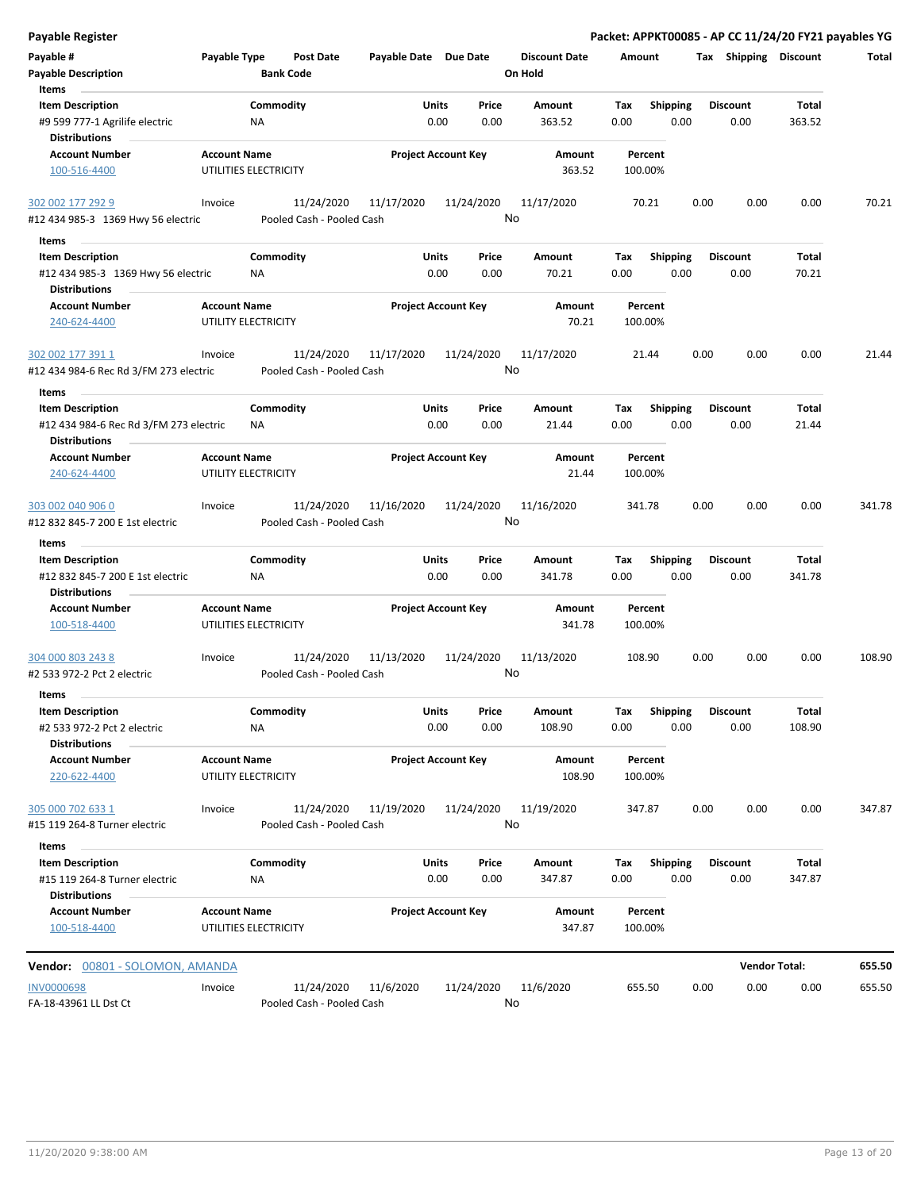**Payable Register** — **Packet: APPKT00085 - AP CC 11/24/20 FY21 payables YG**

| Payable # | Payable Type | Post Date | Payable Date | Due Date | Discount Date | Amount | Tax | Shipping | Discount | Total |
|---|---|---|---|---|---|---|---|---|---|---|
| Payable Description | | Bank Code | | | On Hold | | | | | |

**Items**

| Item Description | Commodity | Units | Price | Amount | Tax | Shipping | Discount | Total |
|---|---|---|---|---|---|---|---|---|
| #9 599 777-1 Agrilife electric | NA | 0.00 | 0.00 | 363.52 | 0.00 | 0.00 | 0.00 | 363.52 |

**Distributions**

| Account Number | Account Name | Project Account Key | Amount | Percent |
|---|---|---|---|---|
| 100-516-4400 | UTILITIES ELECTRICITY | | 363.52 | 100.00% |

| Payable # | Payable Type | Post Date | Payable Date | Due Date | Discount Date | Amount | Tax | Shipping | Discount | Total |
|---|---|---|---|---|---|---|---|---|---|---|
| 302 002 177 292 9 | Invoice | 11/24/2020 | 11/17/2020 | 11/24/2020 | 11/17/2020 | 70.21 | 0.00 | 0.00 | 0.00 | 70.21 |
| #12 434 985-3 1369 Hwy 56 electric | | Pooled Cash - Pooled Cash | | | No | | | | | |

**Items**

| Item Description | Commodity | Units | Price | Amount | Tax | Shipping | Discount | Total |
|---|---|---|---|---|---|---|---|---|
| #12 434 985-3 1369 Hwy 56 electric | NA | 0.00 | 0.00 | 70.21 | 0.00 | 0.00 | 0.00 | 70.21 |

**Distributions**

| Account Number | Account Name | Project Account Key | Amount | Percent |
|---|---|---|---|---|
| 240-624-4400 | UTILITY ELECTRICITY | | 70.21 | 100.00% |

| Payable # | Payable Type | Post Date | Payable Date | Due Date | Discount Date | Amount | Tax | Shipping | Discount | Total |
|---|---|---|---|---|---|---|---|---|---|---|
| 302 002 177 391 1 | Invoice | 11/24/2020 | 11/17/2020 | 11/24/2020 | 11/17/2020 | 21.44 | 0.00 | 0.00 | 0.00 | 21.44 |
| #12 434 984-6 Rec Rd 3/FM 273 electric | | Pooled Cash - Pooled Cash | | | No | | | | | |

**Items**

| Item Description | Commodity | Units | Price | Amount | Tax | Shipping | Discount | Total |
|---|---|---|---|---|---|---|---|---|
| #12 434 984-6 Rec Rd 3/FM 273 electric | NA | 0.00 | 0.00 | 21.44 | 0.00 | 0.00 | 0.00 | 21.44 |

**Distributions**

| Account Number | Account Name | Project Account Key | Amount | Percent |
|---|---|---|---|---|
| 240-624-4400 | UTILITY ELECTRICITY | | 21.44 | 100.00% |

| Payable # | Payable Type | Post Date | Payable Date | Due Date | Discount Date | Amount | Tax | Shipping | Discount | Total |
|---|---|---|---|---|---|---|---|---|---|---|
| 303 002 040 906 0 | Invoice | 11/24/2020 | 11/16/2020 | 11/24/2020 | 11/16/2020 | 341.78 | 0.00 | 0.00 | 0.00 | 341.78 |
| #12 832 845-7 200 E 1st electric | | Pooled Cash - Pooled Cash | | | No | | | | | |

**Items**

| Item Description | Commodity | Units | Price | Amount | Tax | Shipping | Discount | Total |
|---|---|---|---|---|---|---|---|---|
| #12 832 845-7 200 E 1st electric | NA | 0.00 | 0.00 | 341.78 | 0.00 | 0.00 | 0.00 | 341.78 |

**Distributions**

| Account Number | Account Name | Project Account Key | Amount | Percent |
|---|---|---|---|---|
| 100-518-4400 | UTILITIES ELECTRICITY | | 341.78 | 100.00% |

| Payable # | Payable Type | Post Date | Payable Date | Due Date | Discount Date | Amount | Tax | Shipping | Discount | Total |
|---|---|---|---|---|---|---|---|---|---|---|
| 304 000 803 243 8 | Invoice | 11/24/2020 | 11/13/2020 | 11/24/2020 | 11/13/2020 | 108.90 | 0.00 | 0.00 | 0.00 | 108.90 |
| #2 533 972-2 Pct 2 electric | | Pooled Cash - Pooled Cash | | | No | | | | | |

**Items**

| Item Description | Commodity | Units | Price | Amount | Tax | Shipping | Discount | Total |
|---|---|---|---|---|---|---|---|---|
| #2 533 972-2 Pct 2 electric | NA | 0.00 | 0.00 | 108.90 | 0.00 | 0.00 | 0.00 | 108.90 |

**Distributions**

| Account Number | Account Name | Project Account Key | Amount | Percent |
|---|---|---|---|---|
| 220-622-4400 | UTILITY ELECTRICITY | | 108.90 | 100.00% |

| Payable # | Payable Type | Post Date | Payable Date | Due Date | Discount Date | Amount | Tax | Shipping | Discount | Total |
|---|---|---|---|---|---|---|---|---|---|---|
| 305 000 702 633 1 | Invoice | 11/24/2020 | 11/19/2020 | 11/24/2020 | 11/19/2020 | 347.87 | 0.00 | 0.00 | 0.00 | 347.87 |
| #15 119 264-8 Turner electric | | Pooled Cash - Pooled Cash | | | No | | | | | |

**Items**

| Item Description | Commodity | Units | Price | Amount | Tax | Shipping | Discount | Total |
|---|---|---|---|---|---|---|---|---|
| #15 119 264-8 Turner electric | NA | 0.00 | 0.00 | 347.87 | 0.00 | 0.00 | 0.00 | 347.87 |

**Distributions**

| Account Number | Account Name | Project Account Key | Amount | Percent |
|---|---|---|---|---|
| 100-518-4400 | UTILITIES ELECTRICITY | | 347.87 | 100.00% |

**Vendor:** 00801 - SOLOMON, AMANDA — **Vendor Total: 655.50**

| Payable # | Payable Type | Post Date | Payable Date | Due Date | Discount Date | Amount | Tax | Shipping | Discount | Total |
|---|---|---|---|---|---|---|---|---|---|---|
| INV0000698 | Invoice | 11/24/2020 | 11/6/2020 | 11/24/2020 | 11/6/2020 | 655.50 | 0.00 | 0.00 | 0.00 | 655.50 |
| FA-18-43961 LL Dst Ct | | Pooled Cash - Pooled Cash | | | No | | | | | |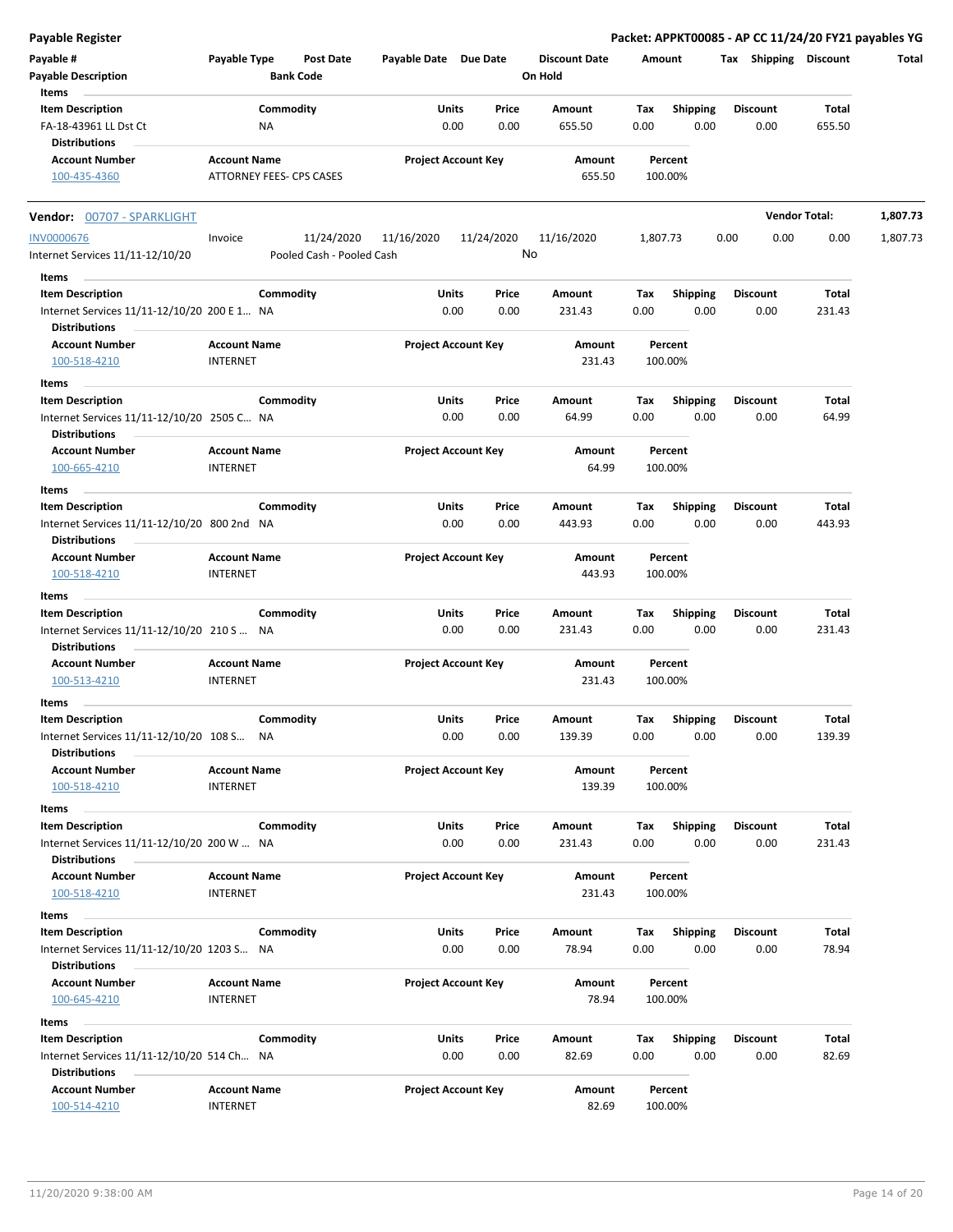**Payable Register** — **Packet: APPKT00085 - AP CC 11/24/20 FY21 payables YG**

| Payable # | Payable Type | Post Date | Payable Date | Due Date | Discount Date | Amount | Tax | Shipping | Discount | Total |
|---|---|---|---|---|---|---|---|---|---|---|
| Payable Description | | Bank Code | | | On Hold | | | | | |

**Items**

| Item Description | Commodity | Units | Price | Amount | Tax | Shipping | Discount | Total |
|---|---|---|---|---|---|---|---|---|
| FA-18-43961 LL Dst Ct | NA | 0.00 | 0.00 | 655.50 | 0.00 | 0.00 | 0.00 | 655.50 |

**Distributions**

| Account Number | Account Name | Project Account Key | Amount | Percent |
|---|---|---|---|---|
| 100-435-4360 | ATTORNEY FEES- CPS CASES | | 655.50 | 100.00% |

---

**Vendor:** 00707 - SPARKLIGHT — **Vendor Total: 1,807.73**

| Payable # | Payable Type | Post Date | Payable Date | Due Date | Discount Date | Amount | Tax | Shipping | Discount | Total |
|---|---|---|---|---|---|---|---|---|---|---|
| INV0000676 | Invoice | 11/24/2020 | 11/16/2020 | 11/24/2020 | 11/16/2020 | 1,807.73 | 0.00 | 0.00 | 0.00 | 1,807.73 |
| Internet Services 11/11-12/10/20 | | Pooled Cash - Pooled Cash | | | No | | | | | |

**Items**

| Item Description | Commodity | Units | Price | Amount | Tax | Shipping | Discount | Total |
|---|---|---|---|---|---|---|---|---|
| Internet Services 11/11-12/10/20 200 E 1... | NA | 0.00 | 0.00 | 231.43 | 0.00 | 0.00 | 0.00 | 231.43 |

**Distributions**

| Account Number | Account Name | Project Account Key | Amount | Percent |
|---|---|---|---|---|
| 100-518-4210 | INTERNET | | 231.43 | 100.00% |

**Items**

| Item Description | Commodity | Units | Price | Amount | Tax | Shipping | Discount | Total |
|---|---|---|---|---|---|---|---|---|
| Internet Services 11/11-12/10/20 2505 C... | NA | 0.00 | 0.00 | 64.99 | 0.00 | 0.00 | 0.00 | 64.99 |

**Distributions**

| Account Number | Account Name | Project Account Key | Amount | Percent |
|---|---|---|---|---|
| 100-665-4210 | INTERNET | | 64.99 | 100.00% |

**Items**

| Item Description | Commodity | Units | Price | Amount | Tax | Shipping | Discount | Total |
|---|---|---|---|---|---|---|---|---|
| Internet Services 11/11-12/10/20 800 2nd | NA | 0.00 | 0.00 | 443.93 | 0.00 | 0.00 | 0.00 | 443.93 |

**Distributions**

| Account Number | Account Name | Project Account Key | Amount | Percent |
|---|---|---|---|---|
| 100-518-4210 | INTERNET | | 443.93 | 100.00% |

**Items**

| Item Description | Commodity | Units | Price | Amount | Tax | Shipping | Discount | Total |
|---|---|---|---|---|---|---|---|---|
| Internet Services 11/11-12/10/20 210 S ... | NA | 0.00 | 0.00 | 231.43 | 0.00 | 0.00 | 0.00 | 231.43 |

**Distributions**

| Account Number | Account Name | Project Account Key | Amount | Percent |
|---|---|---|---|---|
| 100-513-4210 | INTERNET | | 231.43 | 100.00% |

**Items**

| Item Description | Commodity | Units | Price | Amount | Tax | Shipping | Discount | Total |
|---|---|---|---|---|---|---|---|---|
| Internet Services 11/11-12/10/20 108 S... | NA | 0.00 | 0.00 | 139.39 | 0.00 | 0.00 | 0.00 | 139.39 |

**Distributions**

| Account Number | Account Name | Project Account Key | Amount | Percent |
|---|---|---|---|---|
| 100-518-4210 | INTERNET | | 139.39 | 100.00% |

**Items**

| Item Description | Commodity | Units | Price | Amount | Tax | Shipping | Discount | Total |
|---|---|---|---|---|---|---|---|---|
| Internet Services 11/11-12/10/20 200 W ... | NA | 0.00 | 0.00 | 231.43 | 0.00 | 0.00 | 0.00 | 231.43 |

**Distributions**

| Account Number | Account Name | Project Account Key | Amount | Percent |
|---|---|---|---|---|
| 100-518-4210 | INTERNET | | 231.43 | 100.00% |

**Items**

| Item Description | Commodity | Units | Price | Amount | Tax | Shipping | Discount | Total |
|---|---|---|---|---|---|---|---|---|
| Internet Services 11/11-12/10/20 1203 S... | NA | 0.00 | 0.00 | 78.94 | 0.00 | 0.00 | 0.00 | 78.94 |

**Distributions**

| Account Number | Account Name | Project Account Key | Amount | Percent |
|---|---|---|---|---|
| 100-645-4210 | INTERNET | | 78.94 | 100.00% |

**Items**

| Item Description | Commodity | Units | Price | Amount | Tax | Shipping | Discount | Total |
|---|---|---|---|---|---|---|---|---|
| Internet Services 11/11-12/10/20 514 Ch... | NA | 0.00 | 0.00 | 82.69 | 0.00 | 0.00 | 0.00 | 82.69 |

**Distributions**

| Account Number | Account Name | Project Account Key | Amount | Percent |
|---|---|---|---|---|
| 100-514-4210 | INTERNET | | 82.69 | 100.00% |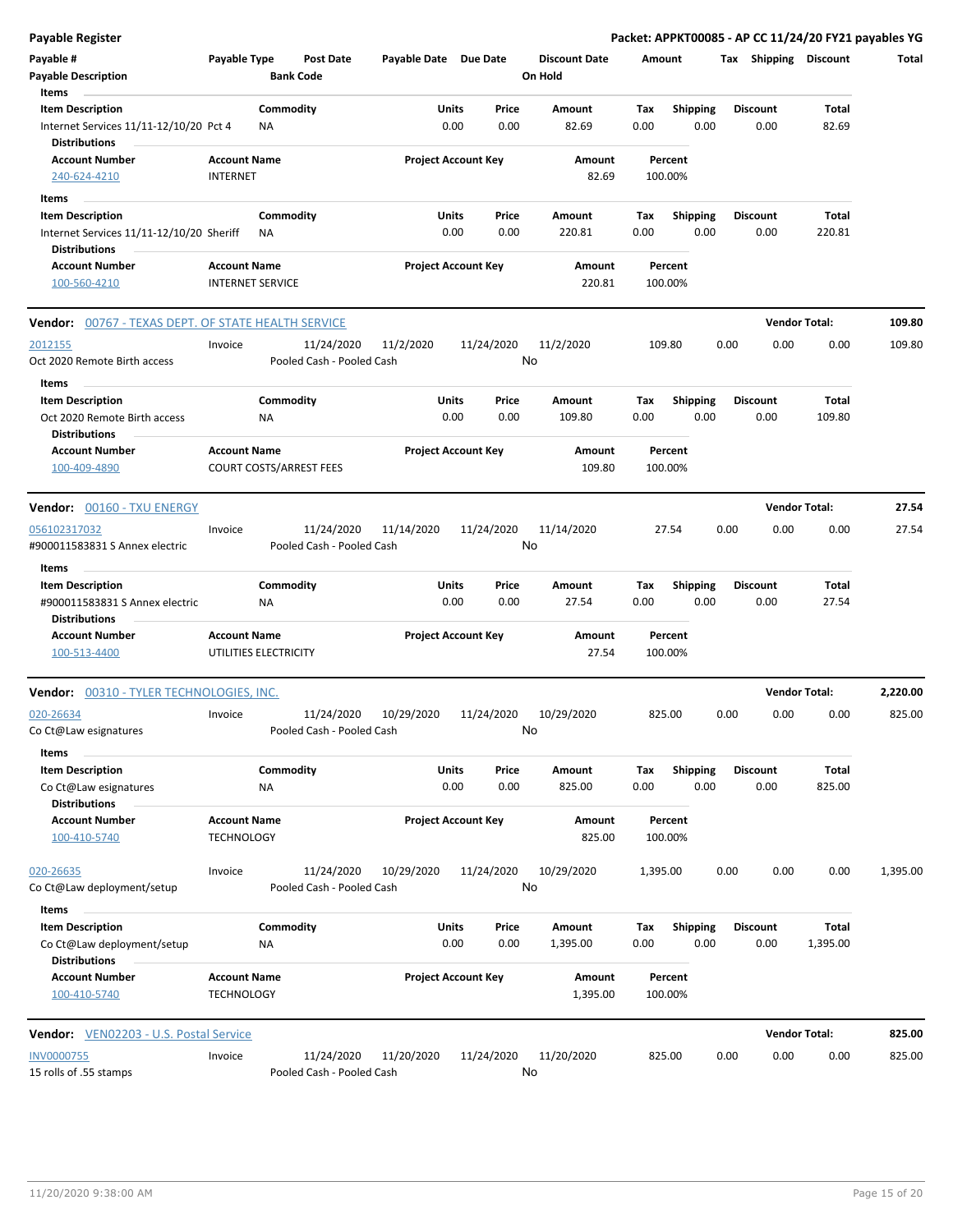**Payable Register** — Packet: APPKT00085 - AP CC 11/24/20 FY21 payables YG

| Payable # / Payable Description | Payable Type | Post Date / Bank Code | Payable Date | Due Date | Discount Date / On Hold | Amount | Tax | Shipping | Discount | Total |
|---|---|---|---|---|---|---|---|---|---|---|

**Items**

| Item Description | Commodity | Units | Price | Amount | Tax | Shipping | Discount | Total |
|---|---|---|---|---|---|---|---|---|
| Internet Services 11/11-12/10/20 Pct 4 | NA | 0.00 | 0.00 | 82.69 | 0.00 | 0.00 | 0.00 | 82.69 |

**Distributions**

| Account Number | Account Name | Project Account Key | Amount | Percent |
|---|---|---|---|---|
| 240-624-4210 | INTERNET | | 82.69 | 100.00% |

**Items**

| Item Description | Commodity | Units | Price | Amount | Tax | Shipping | Discount | Total |
|---|---|---|---|---|---|---|---|---|
| Internet Services 11/11-12/10/20 Sheriff | NA | 0.00 | 0.00 | 220.81 | 0.00 | 0.00 | 0.00 | 220.81 |

**Distributions**

| Account Number | Account Name | Project Account Key | Amount | Percent |
|---|---|---|---|---|
| 100-560-4210 | INTERNET SERVICE | | 220.81 | 100.00% |

**Vendor: 00767 - TEXAS DEPT. OF STATE HEALTH SERVICE** — Vendor Total: **109.80**

| Payable # / Payable Description | Payable Type | Post Date / Bank Code | Payable Date | Due Date | Discount Date / On Hold | Amount | Tax | Shipping | Discount | Total |
|---|---|---|---|---|---|---|---|---|---|---|
| 2012155<br>Oct 2020 Remote Birth access | Invoice | 11/24/2020<br>Pooled Cash - Pooled Cash | 11/2/2020 | 11/24/2020 | 11/2/2020<br>No | 109.80 | 0.00 | 0.00 | 0.00 | 109.80 |

**Items**

| Item Description | Commodity | Units | Price | Amount | Tax | Shipping | Discount | Total |
|---|---|---|---|---|---|---|---|---|
| Oct 2020 Remote Birth access | NA | 0.00 | 0.00 | 109.80 | 0.00 | 0.00 | 0.00 | 109.80 |

**Distributions**

| Account Number | Account Name | Project Account Key | Amount | Percent |
|---|---|---|---|---|
| 100-409-4890 | COURT COSTS/ARREST FEES | | 109.80 | 100.00% |

**Vendor: 00160 - TXU ENERGY** — Vendor Total: **27.54**

| Payable # / Payable Description | Payable Type | Post Date / Bank Code | Payable Date | Due Date | Discount Date / On Hold | Amount | Tax | Shipping | Discount | Total |
|---|---|---|---|---|---|---|---|---|---|---|
| 056102317032<br>#900011583831 S Annex electric | Invoice | 11/24/2020<br>Pooled Cash - Pooled Cash | 11/14/2020 | 11/24/2020 | 11/14/2020<br>No | 27.54 | 0.00 | 0.00 | 0.00 | 27.54 |

**Items**

| Item Description | Commodity | Units | Price | Amount | Tax | Shipping | Discount | Total |
|---|---|---|---|---|---|---|---|---|
| #900011583831 S Annex electric | NA | 0.00 | 0.00 | 27.54 | 0.00 | 0.00 | 0.00 | 27.54 |

**Distributions**

| Account Number | Account Name | Project Account Key | Amount | Percent |
|---|---|---|---|---|
| 100-513-4400 | UTILITIES ELECTRICITY | | 27.54 | 100.00% |

**Vendor: 00310 - TYLER TECHNOLOGIES, INC.** — Vendor Total: **2,220.00**

| Payable # / Payable Description | Payable Type | Post Date / Bank Code | Payable Date | Due Date | Discount Date / On Hold | Amount | Tax | Shipping | Discount | Total |
|---|---|---|---|---|---|---|---|---|---|---|
| 020-26634<br>Co Ct@Law esignatures | Invoice | 11/24/2020<br>Pooled Cash - Pooled Cash | 10/29/2020 | 11/24/2020 | 10/29/2020<br>No | 825.00 | 0.00 | 0.00 | 0.00 | 825.00 |

**Items**

| Item Description | Commodity | Units | Price | Amount | Tax | Shipping | Discount | Total |
|---|---|---|---|---|---|---|---|---|
| Co Ct@Law esignatures | NA | 0.00 | 0.00 | 825.00 | 0.00 | 0.00 | 0.00 | 825.00 |

**Distributions**

| Account Number | Account Name | Project Account Key | Amount | Percent |
|---|---|---|---|---|
| 100-410-5740 | TECHNOLOGY | | 825.00 | 100.00% |

| Payable # / Payable Description | Payable Type | Post Date / Bank Code | Payable Date | Due Date | Discount Date / On Hold | Amount | Tax | Shipping | Discount | Total |
|---|---|---|---|---|---|---|---|---|---|---|
| 020-26635<br>Co Ct@Law deployment/setup | Invoice | 11/24/2020<br>Pooled Cash - Pooled Cash | 10/29/2020 | 11/24/2020 | 10/29/2020<br>No | 1,395.00 | 0.00 | 0.00 | 0.00 | 1,395.00 |

**Items**

| Item Description | Commodity | Units | Price | Amount | Tax | Shipping | Discount | Total |
|---|---|---|---|---|---|---|---|---|
| Co Ct@Law deployment/setup | NA | 0.00 | 0.00 | 1,395.00 | 0.00 | 0.00 | 0.00 | 1,395.00 |

**Distributions**

| Account Number | Account Name | Project Account Key | Amount | Percent |
|---|---|---|---|---|
| 100-410-5740 | TECHNOLOGY | | 1,395.00 | 100.00% |

**Vendor: VEN02203 - U.S. Postal Service** — Vendor Total: **825.00**

| Payable # / Payable Description | Payable Type | Post Date / Bank Code | Payable Date | Due Date | Discount Date / On Hold | Amount | Tax | Shipping | Discount | Total |
|---|---|---|---|---|---|---|---|---|---|---|
| INV0000755<br>15 rolls of .55 stamps | Invoice | 11/24/2020<br>Pooled Cash - Pooled Cash | 11/20/2020 | 11/24/2020 | 11/20/2020<br>No | 825.00 | 0.00 | 0.00 | 0.00 | 825.00 |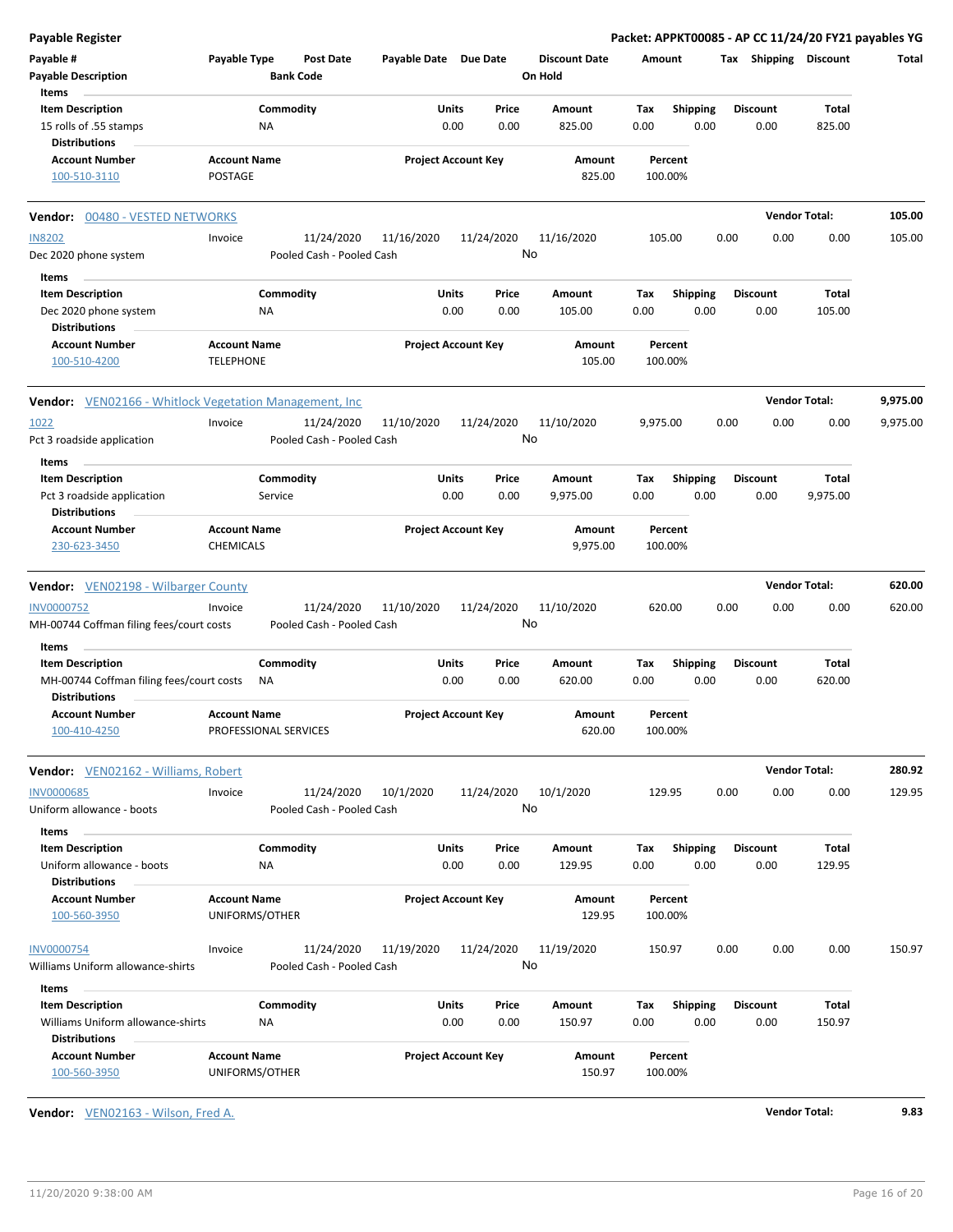**Payable Register** — **Packet: APPKT00085 - AP CC 11/24/20 FY21 payables YG**

| Payable # | Payable Type | Post Date | Payable Date | Due Date | Discount Date | Amount | Tax | Shipping | Discount | Total |
|---|---|---|---|---|---|---|---|---|---|---|
| Payable Description | | Bank Code | | | On Hold | | | | | |

**Items**

| Item Description | Commodity | Units | Price | Amount | Tax | Shipping | Discount | Total |
|---|---|---|---|---|---|---|---|---|
| 15 rolls of .55 stamps | NA | 0.00 | 0.00 | 825.00 | 0.00 | 0.00 | 0.00 | 825.00 |

**Distributions**

| Account Number | Account Name | Project Account Key | Amount | Percent |
|---|---|---|---|---|
| 100-510-3110 | POSTAGE | | 825.00 | 100.00% |

---

**Vendor:** 00480 - VESTED NETWORKS — **Vendor Total: 105.00**

| Payable # | Payable Type | Post Date | Payable Date | Due Date | Discount Date | Amount | Tax | Shipping | Discount | Total |
|---|---|---|---|---|---|---|---|---|---|---|
| IN8202 | Invoice | 11/24/2020 | 11/16/2020 | 11/24/2020 | 11/16/2020 | 105.00 | 0.00 | 0.00 | 0.00 | 105.00 |
| Dec 2020 phone system | | Pooled Cash - Pooled Cash | | | No | | | | | |

**Items**

| Item Description | Commodity | Units | Price | Amount | Tax | Shipping | Discount | Total |
|---|---|---|---|---|---|---|---|---|
| Dec 2020 phone system | NA | 0.00 | 0.00 | 105.00 | 0.00 | 0.00 | 0.00 | 105.00 |

**Distributions**

| Account Number | Account Name | Project Account Key | Amount | Percent |
|---|---|---|---|---|
| 100-510-4200 | TELEPHONE | | 105.00 | 100.00% |

---

**Vendor:** VEN02166 - Whitlock Vegetation Management, Inc — **Vendor Total: 9,975.00**

| Payable # | Payable Type | Post Date | Payable Date | Due Date | Discount Date | Amount | Tax | Shipping | Discount | Total |
|---|---|---|---|---|---|---|---|---|---|---|
| 1022 | Invoice | 11/24/2020 | 11/10/2020 | 11/24/2020 | 11/10/2020 | 9,975.00 | 0.00 | 0.00 | 0.00 | 9,975.00 |
| Pct 3 roadside application | | Pooled Cash - Pooled Cash | | | No | | | | | |

**Items**

| Item Description | Commodity | Units | Price | Amount | Tax | Shipping | Discount | Total |
|---|---|---|---|---|---|---|---|---|
| Pct 3 roadside application | Service | 0.00 | 0.00 | 9,975.00 | 0.00 | 0.00 | 0.00 | 9,975.00 |

**Distributions**

| Account Number | Account Name | Project Account Key | Amount | Percent |
|---|---|---|---|---|
| 230-623-3450 | CHEMICALS | | 9,975.00 | 100.00% |

---

**Vendor:** VEN02198 - Wilbarger County — **Vendor Total: 620.00**

| Payable # | Payable Type | Post Date | Payable Date | Due Date | Discount Date | Amount | Tax | Shipping | Discount | Total |
|---|---|---|---|---|---|---|---|---|---|---|
| INV0000752 | Invoice | 11/24/2020 | 11/10/2020 | 11/24/2020 | 11/10/2020 | 620.00 | 0.00 | 0.00 | 0.00 | 620.00 |
| MH-00744 Coffman filing fees/court costs | | Pooled Cash - Pooled Cash | | | No | | | | | |

**Items**

| Item Description | Commodity | Units | Price | Amount | Tax | Shipping | Discount | Total |
|---|---|---|---|---|---|---|---|---|
| MH-00744 Coffman filing fees/court costs | NA | 0.00 | 0.00 | 620.00 | 0.00 | 0.00 | 0.00 | 620.00 |

**Distributions**

| Account Number | Account Name | Project Account Key | Amount | Percent |
|---|---|---|---|---|
| 100-410-4250 | PROFESSIONAL SERVICES | | 620.00 | 100.00% |

---

**Vendor:** VEN02162 - Williams, Robert — **Vendor Total: 280.92**

| Payable # | Payable Type | Post Date | Payable Date | Due Date | Discount Date | Amount | Tax | Shipping | Discount | Total |
|---|---|---|---|---|---|---|---|---|---|---|
| INV0000685 | Invoice | 11/24/2020 | 10/1/2020 | 11/24/2020 | 10/1/2020 | 129.95 | 0.00 | 0.00 | 0.00 | 129.95 |
| Uniform allowance - boots | | Pooled Cash - Pooled Cash | | | No | | | | | |

**Items**

| Item Description | Commodity | Units | Price | Amount | Tax | Shipping | Discount | Total |
|---|---|---|---|---|---|---|---|---|
| Uniform allowance - boots | NA | 0.00 | 0.00 | 129.95 | 0.00 | 0.00 | 0.00 | 129.95 |

**Distributions**

| Account Number | Account Name | Project Account Key | Amount | Percent |
|---|---|---|---|---|
| 100-560-3950 | UNIFORMS/OTHER | | 129.95 | 100.00% |

| Payable # | Payable Type | Post Date | Payable Date | Due Date | Discount Date | Amount | Tax | Shipping | Discount | Total |
|---|---|---|---|---|---|---|---|---|---|---|
| INV0000754 | Invoice | 11/24/2020 | 11/19/2020 | 11/24/2020 | 11/19/2020 | 150.97 | 0.00 | 0.00 | 0.00 | 150.97 |
| Williams Uniform allowance-shirts | | Pooled Cash - Pooled Cash | | | No | | | | | |

**Items**

| Item Description | Commodity | Units | Price | Amount | Tax | Shipping | Discount | Total |
|---|---|---|---|---|---|---|---|---|
| Williams Uniform allowance-shirts | NA | 0.00 | 0.00 | 150.97 | 0.00 | 0.00 | 0.00 | 150.97 |

**Distributions**

| Account Number | Account Name | Project Account Key | Amount | Percent |
|---|---|---|---|---|
| 100-560-3950 | UNIFORMS/OTHER | | 150.97 | 100.00% |

---

**Vendor:** VEN02163 - Wilson, Fred A. — **Vendor Total: 9.83**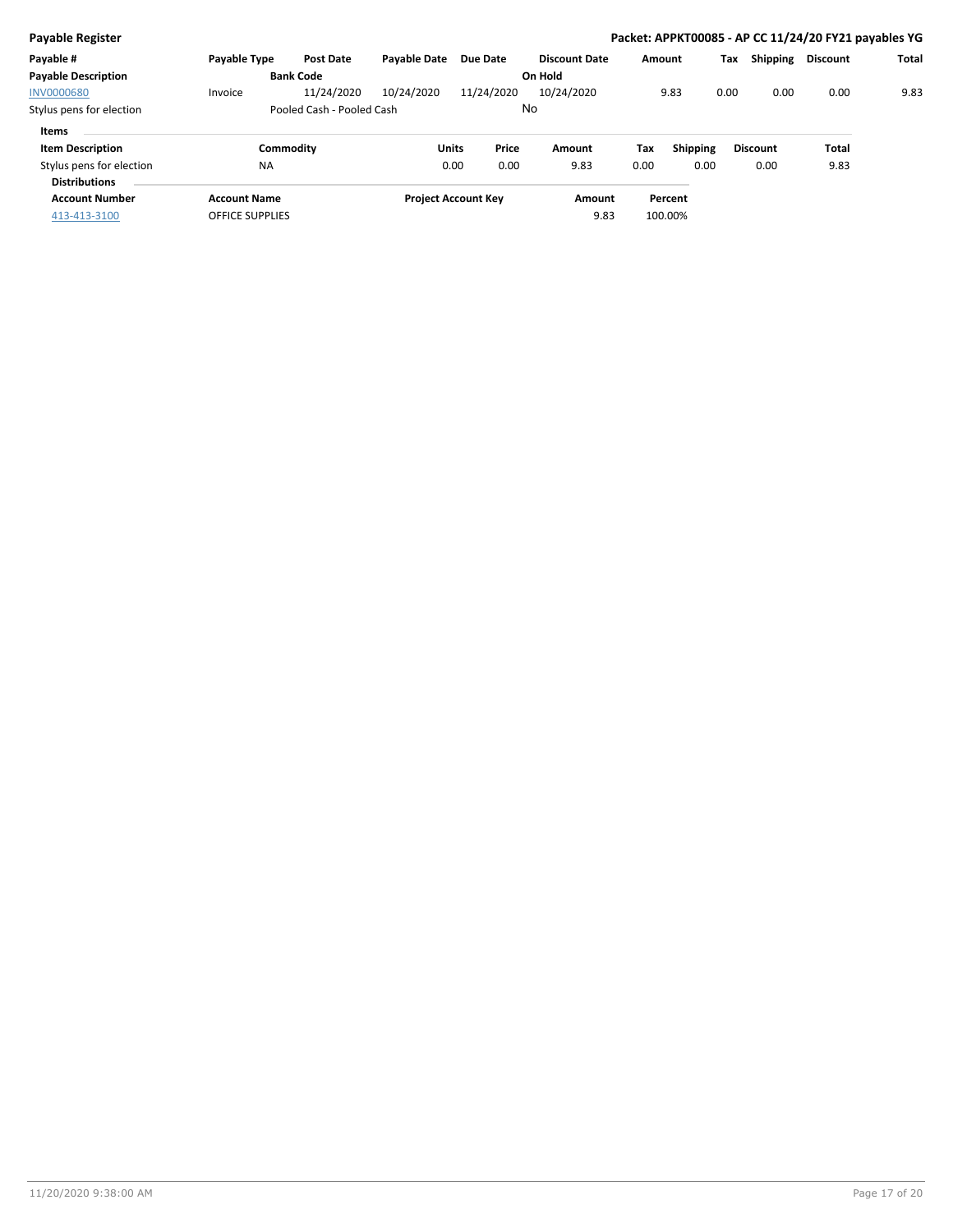| Payable # | Payable Type | Post Date | Payable Date | Due Date | Discount Date | Amount | Tax | Shipping | Discount | Total |
|---|---|---|---|---|---|---|---|---|---|---|
| **Payable Description** | | **Bank Code** | | | **On Hold** | | | | | |
| INV0000680 | Invoice | 11/24/2020 | 10/24/2020 | 11/24/2020 | 10/24/2020 | 9.83 | 0.00 | 0.00 | 0.00 | 9.83 |
| Stylus pens for election | | Pooled Cash - Pooled Cash | | | No | | | | | |

**Items**

| Item Description | Commodity | Units | Price | Amount | Tax | Shipping | Discount | Total |
|---|---|---|---|---|---|---|---|---|
| Stylus pens for election | NA | 0.00 | 0.00 | 9.83 | 0.00 | 0.00 | 0.00 | 9.83 |

**Distributions**

| Account Number | Account Name | Project Account Key | Amount | Percent |
|---|---|---|---|---|
| 413-413-3100 | OFFICE SUPPLIES | | 9.83 | 100.00% |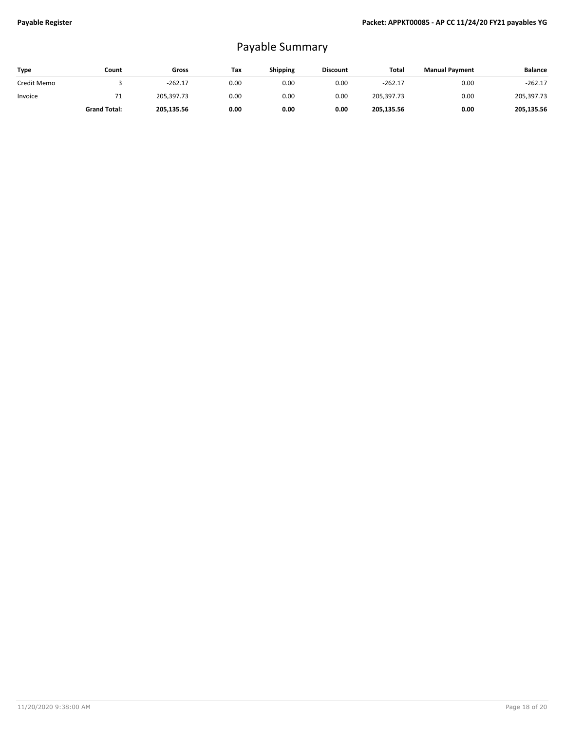# Payable Summary

| Type | Count | Gross | Tax | Shipping | Discount | Total | Manual Payment | Balance |
|---|---|---|---|---|---|---|---|---|
| Credit Memo | 3 | -262.17 | 0.00 | 0.00 | 0.00 | -262.17 | 0.00 | -262.17 |
| Invoice | 71 | 205,397.73 | 0.00 | 0.00 | 0.00 | 205,397.73 | 0.00 | 205,397.73 |
| | **Grand Total:** | **205,135.56** | **0.00** | **0.00** | **0.00** | **205,135.56** | **0.00** | **205,135.56** |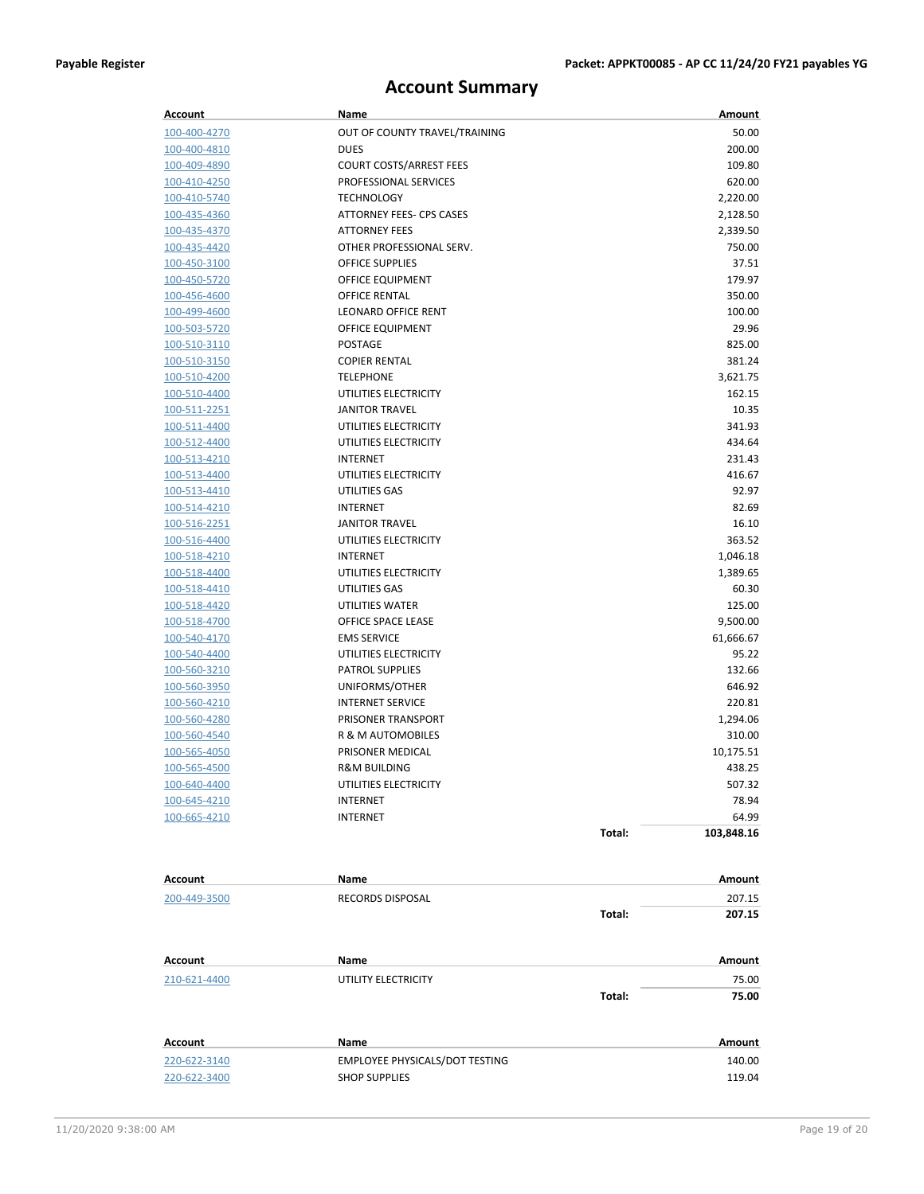# Account Summary

| Account | Name | | Amount |
|---|---|---|---|
| 100-400-4270 | OUT OF COUNTY TRAVEL/TRAINING | | 50.00 |
| 100-400-4810 | DUES | | 200.00 |
| 100-409-4890 | COURT COSTS/ARREST FEES | | 109.80 |
| 100-410-4250 | PROFESSIONAL SERVICES | | 620.00 |
| 100-410-5740 | TECHNOLOGY | | 2,220.00 |
| 100-435-4360 | ATTORNEY FEES- CPS CASES | | 2,128.50 |
| 100-435-4370 | ATTORNEY FEES | | 2,339.50 |
| 100-435-4420 | OTHER PROFESSIONAL SERV. | | 750.00 |
| 100-450-3100 | OFFICE SUPPLIES | | 37.51 |
| 100-450-5720 | OFFICE EQUIPMENT | | 179.97 |
| 100-456-4600 | OFFICE RENTAL | | 350.00 |
| 100-499-4600 | LEONARD OFFICE RENT | | 100.00 |
| 100-503-5720 | OFFICE EQUIPMENT | | 29.96 |
| 100-510-3110 | POSTAGE | | 825.00 |
| 100-510-3150 | COPIER RENTAL | | 381.24 |
| 100-510-4200 | TELEPHONE | | 3,621.75 |
| 100-510-4400 | UTILITIES ELECTRICITY | | 162.15 |
| 100-511-2251 | JANITOR TRAVEL | | 10.35 |
| 100-511-4400 | UTILITIES ELECTRICITY | | 341.93 |
| 100-512-4400 | UTILITIES ELECTRICITY | | 434.64 |
| 100-513-4210 | INTERNET | | 231.43 |
| 100-513-4400 | UTILITIES ELECTRICITY | | 416.67 |
| 100-513-4410 | UTILITIES GAS | | 92.97 |
| 100-514-4210 | INTERNET | | 82.69 |
| 100-516-2251 | JANITOR TRAVEL | | 16.10 |
| 100-516-4400 | UTILITIES ELECTRICITY | | 363.52 |
| 100-518-4210 | INTERNET | | 1,046.18 |
| 100-518-4400 | UTILITIES ELECTRICITY | | 1,389.65 |
| 100-518-4410 | UTILITIES GAS | | 60.30 |
| 100-518-4420 | UTILITIES WATER | | 125.00 |
| 100-518-4700 | OFFICE SPACE LEASE | | 9,500.00 |
| 100-540-4170 | EMS SERVICE | | 61,666.67 |
| 100-540-4400 | UTILITIES ELECTRICITY | | 95.22 |
| 100-560-3210 | PATROL SUPPLIES | | 132.66 |
| 100-560-3950 | UNIFORMS/OTHER | | 646.92 |
| 100-560-4210 | INTERNET SERVICE | | 220.81 |
| 100-560-4280 | PRISONER TRANSPORT | | 1,294.06 |
| 100-560-4540 | R & M AUTOMOBILES | | 310.00 |
| 100-565-4050 | PRISONER MEDICAL | | 10,175.51 |
| 100-565-4500 | R&M BUILDING | | 438.25 |
| 100-640-4400 | UTILITIES ELECTRICITY | | 507.32 |
| 100-645-4210 | INTERNET | | 78.94 |
| 100-665-4210 | INTERNET | | 64.99 |
| | | **Total:** | **103,848.16** |

| Account | Name | | Amount |
|---|---|---|---|
| 200-449-3500 | RECORDS DISPOSAL | | 207.15 |
| | | **Total:** | **207.15** |

| Account | Name | | Amount |
|---|---|---|---|
| 210-621-4400 | UTILITY ELECTRICITY | | 75.00 |
| | | **Total:** | **75.00** |

| Account | Name | | Amount |
|---|---|---|---|
| 220-622-3140 | EMPLOYEE PHYSICALS/DOT TESTING | | 140.00 |
| 220-622-3400 | SHOP SUPPLIES | | 119.04 |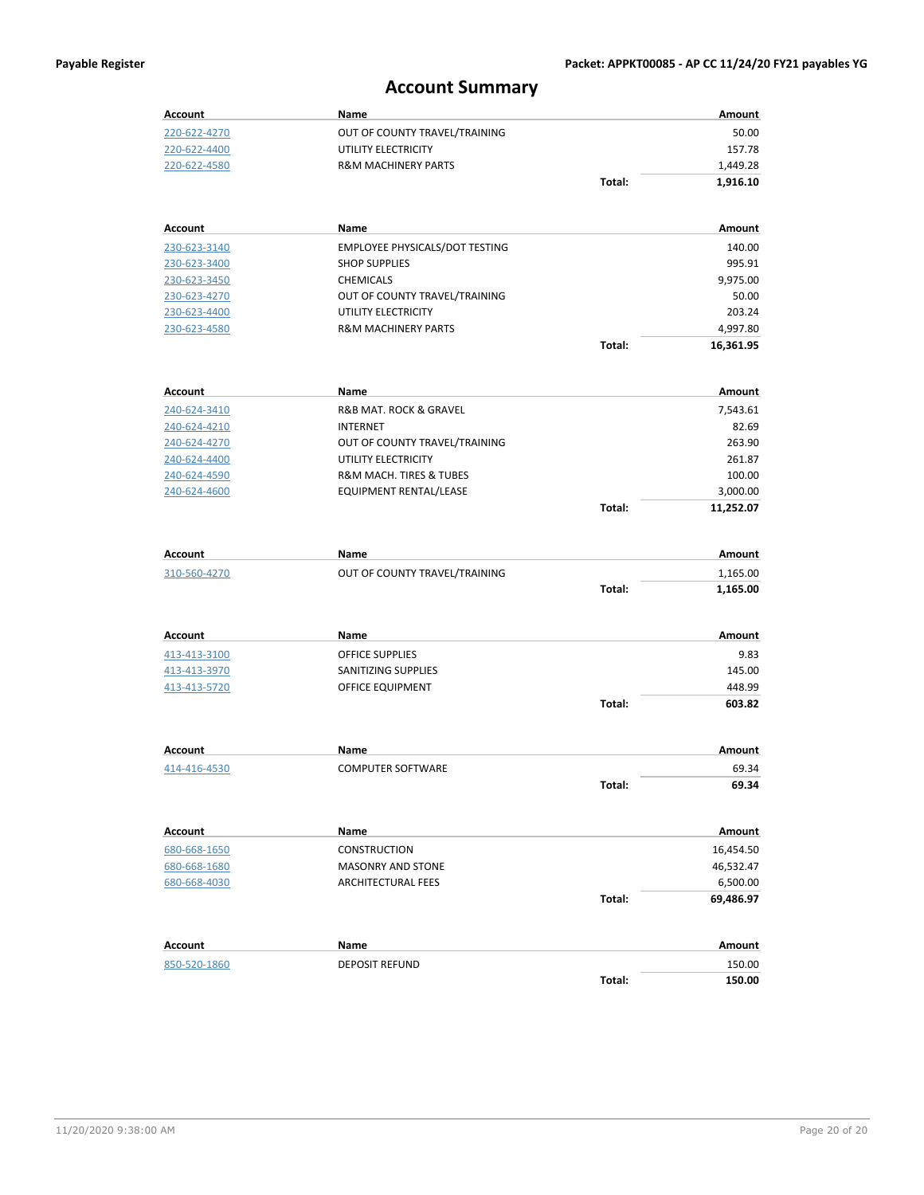# Account Summary

| Account | Name | | Amount |
|---|---|---|---|
| 220-622-4270 | OUT OF COUNTY TRAVEL/TRAINING | | 50.00 |
| 220-622-4400 | UTILITY ELECTRICITY | | 157.78 |
| 220-622-4580 | R&M MACHINERY PARTS | | 1,449.28 |
| | | **Total:** | **1,916.10** |

| Account | Name | | Amount |
|---|---|---|---|
| 230-623-3140 | EMPLOYEE PHYSICALS/DOT TESTING | | 140.00 |
| 230-623-3400 | SHOP SUPPLIES | | 995.91 |
| 230-623-3450 | CHEMICALS | | 9,975.00 |
| 230-623-4270 | OUT OF COUNTY TRAVEL/TRAINING | | 50.00 |
| 230-623-4400 | UTILITY ELECTRICITY | | 203.24 |
| 230-623-4580 | R&M MACHINERY PARTS | | 4,997.80 |
| | | **Total:** | **16,361.95** |

| Account | Name | | Amount |
|---|---|---|---|
| 240-624-3410 | R&B MAT. ROCK & GRAVEL | | 7,543.61 |
| 240-624-4210 | INTERNET | | 82.69 |
| 240-624-4270 | OUT OF COUNTY TRAVEL/TRAINING | | 263.90 |
| 240-624-4400 | UTILITY ELECTRICITY | | 261.87 |
| 240-624-4590 | R&M MACH. TIRES & TUBES | | 100.00 |
| 240-624-4600 | EQUIPMENT RENTAL/LEASE | | 3,000.00 |
| | | **Total:** | **11,252.07** |

| Account | Name | | Amount |
|---|---|---|---|
| 310-560-4270 | OUT OF COUNTY TRAVEL/TRAINING | | 1,165.00 |
| | | **Total:** | **1,165.00** |

| Account | Name | | Amount |
|---|---|---|---|
| 413-413-3100 | OFFICE SUPPLIES | | 9.83 |
| 413-413-3970 | SANITIZING SUPPLIES | | 145.00 |
| 413-413-5720 | OFFICE EQUIPMENT | | 448.99 |
| | | **Total:** | **603.82** |

| Account | Name | | Amount |
|---|---|---|---|
| 414-416-4530 | COMPUTER SOFTWARE | | 69.34 |
| | | **Total:** | **69.34** |

| Account | Name | | Amount |
|---|---|---|---|
| 680-668-1650 | CONSTRUCTION | | 16,454.50 |
| 680-668-1680 | MASONRY AND STONE | | 46,532.47 |
| 680-668-4030 | ARCHITECTURAL FEES | | 6,500.00 |
| | | **Total:** | **69,486.97** |

| Account | Name | | Amount |
|---|---|---|---|
| 850-520-1860 | DEPOSIT REFUND | | 150.00 |
| | | **Total:** | **150.00** |